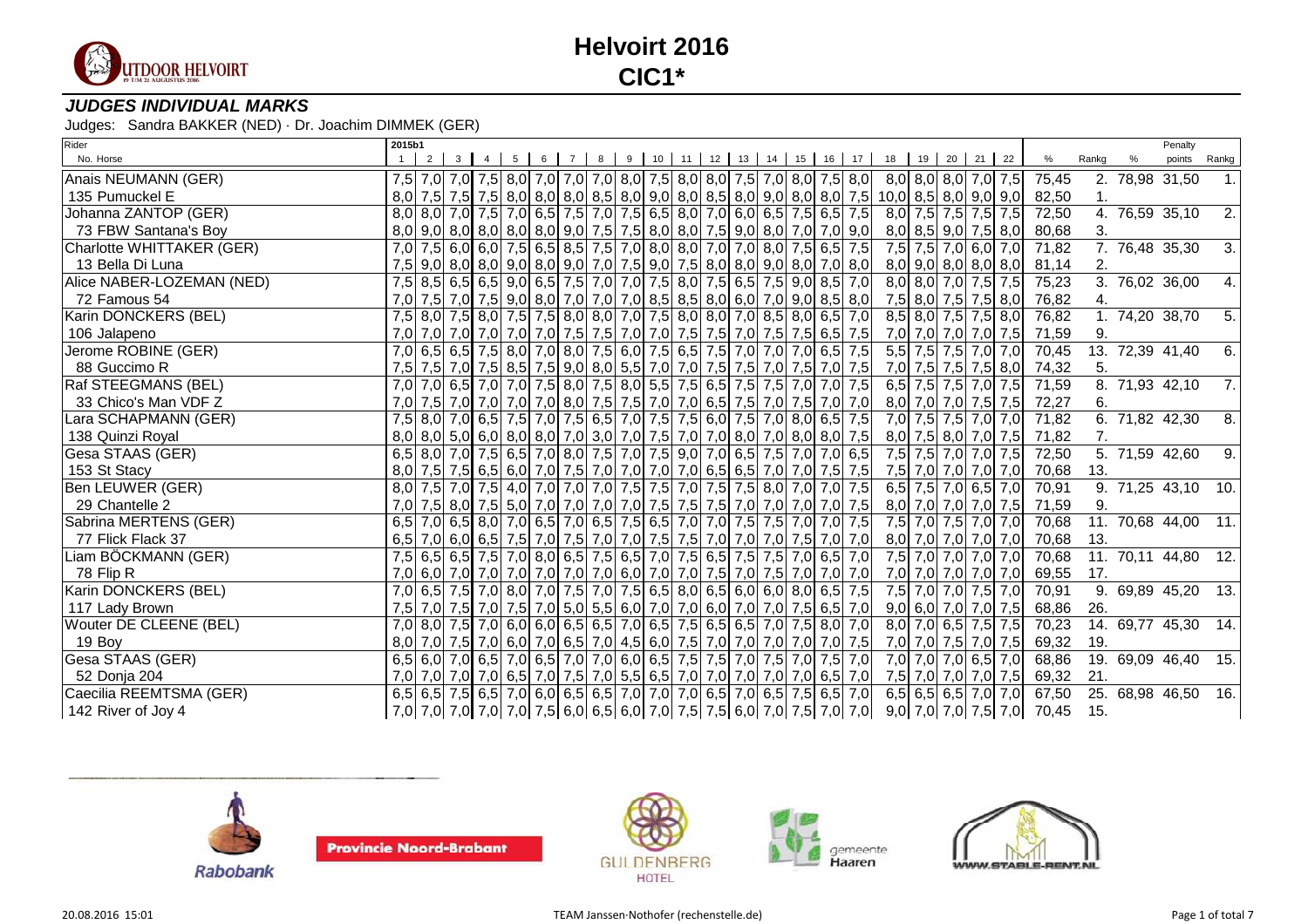# Helvoirt 2016

# CIC1*

## *JUDGES INDIVIDUAL MARKS*

Judges: Sandra BAKKER (NED) · Dr. Joachim DIMMEK (GER)

| Rider / No. Horse | 1 | 2 | 3 | 4 | 5 | 6 | 7 | 8 | 9 | 10 | 11 | 12 | 13 | 14 | 15 | 16 | 17 | 18 | 19 | 20 | 21 | 22 | % | Rankg | % | Penalty points | Rankg |
|---|---|---|---|---|---|---|---|---|---|---|---|---|---|---|---|---|---|---|---|---|---|---|---|---|---|---|---|
| Anais NEUMANN (GER) | 7,5 | 7,0 | 7,0 | 7,5 | 8,0 | 7,0 | 7,0 | 7,0 | 8,0 | 7,5 | 8,0 | 8,0 | 7,5 | 7,0 | 8,0 | 7,5 | 8,0 | 8,0 | 8,0 | 8,0 | 7,0 | 7,5 | 75,45 | 2. | 78,98 | 31,50 | 1. |
| 135 Pumuckel E | 8,0 | 7,5 | 7,5 | 7,5 | 8,0 | 8,0 | 8,0 | 8,5 | 8,0 | 9,0 | 8,0 | 8,5 | 8,0 | 9,0 | 8,0 | 8,0 | 7,5 | 10,0 | 8,5 | 8,0 | 9,0 | 9,0 | 82,50 | 1. | | | |
| Johanna ZANTOP (GER) | 8,0 | 8,0 | 7,0 | 7,5 | 7,0 | 6,5 | 7,5 | 7,0 | 7,5 | 6,5 | 8,0 | 7,0 | 6,0 | 6,5 | 7,5 | 6,5 | 7,5 | 8,0 | 7,5 | 7,5 | 7,5 | 7,5 | 72,50 | 4. | 76,59 | 35,10 | 2. |
| 73 FBW Santana's Boy | 8,0 | 9,0 | 8,0 | 8,0 | 8,0 | 8,0 | 9,0 | 7,5 | 7,5 | 8,0 | 8,0 | 7,5 | 9,0 | 8,0 | 7,0 | 7,0 | 9,0 | 8,0 | 8,5 | 9,0 | 7,5 | 8,0 | 80,68 | 3. | | | |
| Charlotte WHITTAKER (GER) | 7,0 | 7,5 | 6,0 | 6,0 | 7,5 | 6,5 | 8,5 | 7,5 | 7,0 | 8,0 | 8,0 | 7,0 | 7,0 | 8,0 | 7,5 | 6,5 | 7,5 | 7,5 | 7,5 | 7,0 | 6,0 | 7,0 | 71,82 | 7. | 76,48 | 35,30 | 3. |
| 13 Bella Di Luna | 7,5 | 9,0 | 8,0 | 8,0 | 9,0 | 8,0 | 9,0 | 7,0 | 7,5 | 9,0 | 7,5 | 8,0 | 8,0 | 9,0 | 8,0 | 7,0 | 8,0 | 8,0 | 9,0 | 8,0 | 8,0 | 8,0 | 81,14 | 2. | | | |
| Alice NABER-LOZEMAN (NED) | 7,5 | 8,5 | 6,5 | 6,5 | 9,0 | 6,5 | 7,5 | 7,0 | 7,0 | 7,5 | 8,0 | 7,5 | 6,5 | 7,5 | 9,0 | 8,5 | 7,0 | 8,0 | 8,0 | 7,0 | 7,5 | 7,5 | 75,23 | 3. | 76,02 | 36,00 | 4. |
| 72 Famous 54 | 7,0 | 7,5 | 7,0 | 7,5 | 9,0 | 8,0 | 7,0 | 7,0 | 7,0 | 8,5 | 8,5 | 8,0 | 6,0 | 7,0 | 9,0 | 8,5 | 8,0 | 7,5 | 8,0 | 7,5 | 7,5 | 8,0 | 76,82 | 4. | | | |
| Karin DONCKERS (BEL) | 7,5 | 8,0 | 7,5 | 8,0 | 7,5 | 7,5 | 8,0 | 8,0 | 7,0 | 7,5 | 8,0 | 8,0 | 7,0 | 8,5 | 8,0 | 6,5 | 7,0 | 8,5 | 8,0 | 7,5 | 7,5 | 8,0 | 76,82 | 1. | 74,20 | 38,70 | 5. |
| 106 Jalapeno | 7,0 | 7,0 | 7,0 | 7,0 | 7,0 | 7,0 | 7,5 | 7,5 | 7,0 | 7,0 | 7,5 | 7,5 | 7,0 | 7,5 | 7,5 | 6,5 | 7,5 | 7,0 | 7,0 | 7,0 | 7,0 | 7,5 | 71,59 | 9. | | | |
| Jerome ROBINE (GER) | 7,0 | 6,5 | 6,5 | 7,5 | 8,0 | 7,0 | 8,0 | 7,5 | 6,0 | 7,5 | 6,5 | 7,5 | 7,0 | 7,0 | 7,0 | 6,5 | 7,5 | 5,5 | 7,5 | 7,5 | 7,0 | 7,0 | 70,45 | 13. | 72,39 | 41,40 | 6. |
| 88 Guccimo R | 7,5 | 7,5 | 7,0 | 7,5 | 8,5 | 7,5 | 9,0 | 8,0 | 5,5 | 7,0 | 7,0 | 7,5 | 7,5 | 7,0 | 7,5 | 7,0 | 7,5 | 7,0 | 7,5 | 7,5 | 7,5 | 8,0 | 74,32 | 5. | | | |
| Raf STEEGMANS (BEL) | 7,0 | 7,0 | 6,5 | 7,0 | 7,0 | 7,5 | 8,0 | 7,5 | 8,0 | 5,5 | 7,5 | 6,5 | 7,5 | 7,5 | 7,0 | 7,0 | 7,5 | 6,5 | 7,5 | 7,5 | 7,0 | 7,5 | 71,59 | 8. | 71,93 | 42,10 | 7. |
| 33 Chico's Man VDF Z | 7,0 | 7,5 | 7,0 | 7,0 | 7,0 | 7,0 | 8,0 | 7,5 | 7,5 | 7,0 | 7,0 | 6,5 | 7,5 | 7,0 | 7,5 | 7,0 | 7,0 | 8,0 | 7,0 | 7,0 | 7,5 | 7,5 | 72,27 | 6. | | | |
| Lara SCHAPMANN (GER) | 7,5 | 8,0 | 7,0 | 6,5 | 7,5 | 7,0 | 7,5 | 6,5 | 7,0 | 7,5 | 7,5 | 6,0 | 7,5 | 7,0 | 8,0 | 6,5 | 7,5 | 7,0 | 7,5 | 7,5 | 7,0 | 7,0 | 71,82 | 6. | 71,82 | 42,30 | 8. |
| 138 Quinzi Royal | 8,0 | 8,0 | 5,0 | 6,0 | 8,0 | 8,0 | 7,0 | 3,0 | 7,0 | 7,5 | 7,0 | 7,0 | 8,0 | 7,0 | 8,0 | 8,0 | 7,5 | 8,0 | 7,5 | 8,0 | 7,0 | 7,5 | 71,82 | 7. | | | |
| Gesa STAAS (GER) | 6,5 | 8,0 | 7,0 | 7,5 | 6,5 | 7,0 | 8,0 | 7,5 | 7,0 | 7,5 | 9,0 | 7,0 | 6,5 | 7,5 | 7,0 | 7,0 | 6,5 | 7,5 | 7,5 | 7,0 | 7,0 | 7,5 | 72,50 | 5. | 71,59 | 42,60 | 9. |
| 153 St Stacy | 8,0 | 7,5 | 7,5 | 6,5 | 6,0 | 7,0 | 7,5 | 7,0 | 7,0 | 7,0 | 7,0 | 6,5 | 6,5 | 7,0 | 7,0 | 7,5 | 7,5 | 7,5 | 7,0 | 7,0 | 7,0 | 7,0 | 70,68 | 13. | | | |
| Ben LEUWER (GER) | 8,0 | 7,5 | 7,0 | 7,5 | 4,0 | 7,0 | 7,0 | 7,0 | 7,0 | 7,5 | 7,5 | 7,0 | 7,5 | 7,5 | 8,0 | 7,0 | 7,5 | 6,5 | 7,5 | 7,0 | 6,5 | 7,0 | 70,91 | 9. | 71,25 | 43,10 | 10. |
| 29 Chantelle 2 | 7,0 | 7,5 | 8,0 | 7,5 | 5,0 | 7,0 | 7,0 | 7,0 | 7,0 | 7,5 | 7,5 | 7,5 | 7,0 | 7,0 | 7,0 | 7,0 | 7,5 | 8,0 | 7,0 | 7,0 | 7,0 | 7,5 | 71,59 | 9. | | | |
| Sabrina MERTENS (GER) | 6,5 | 7,0 | 6,5 | 8,0 | 7,0 | 6,5 | 7,0 | 6,5 | 7,5 | 6,5 | 7,0 | 7,0 | 7,5 | 7,5 | 7,0 | 7,0 | 7,5 | 7,5 | 7,0 | 7,5 | 7,0 | 7,0 | 70,68 | 11. | 70,68 | 44,00 | 11. |
| 77 Flick Flack 37 | 6,5 | 7,0 | 6,0 | 6,5 | 7,5 | 7,0 | 7,5 | 7,0 | 7,0 | 7,5 | 7,5 | 7,0 | 7,0 | 7,0 | 7,5 | 7,0 | 7,0 | 8,0 | 7,0 | 7,0 | 7,0 | 7,0 | 70,68 | 13. | | | |
| Liam BÖCKMANN (GER) | 7,5 | 6,5 | 6,5 | 7,5 | 7,0 | 8,0 | 6,5 | 7,5 | 6,5 | 7,0 | 7,5 | 6,5 | 7,5 | 7,5 | 7,0 | 6,5 | 7,0 | 7,5 | 7,0 | 7,0 | 7,0 | 7,0 | 70,68 | 11. | 70,11 | 44,80 | 12. |
| 78 Flip R | 7,0 | 6,0 | 7,0 | 7,0 | 7,0 | 7,0 | 7,0 | 7,0 | 6,0 | 7,0 | 7,0 | 7,5 | 7,0 | 7,5 | 7,0 | 7,0 | 7,0 | 7,0 | 7,0 | 7,0 | 7,0 | 7,0 | 69,55 | 17. | | | |
| Karin DONCKERS (BEL) | 7,0 | 6,5 | 7,5 | 7,0 | 8,0 | 7,0 | 7,5 | 7,0 | 7,5 | 6,5 | 8,0 | 6,5 | 6,0 | 6,0 | 8,0 | 6,5 | 7,5 | 7,5 | 7,0 | 7,0 | 7,5 | 7,0 | 70,91 | 9. | 69,89 | 45,20 | 13. |
| 117 Lady Brown | 7,5 | 7,0 | 7,5 | 7,0 | 7,5 | 7,0 | 5,0 | 5,5 | 6,0 | 7,0 | 7,0 | 6,0 | 7,0 | 7,0 | 7,5 | 6,5 | 7,0 | 9,0 | 6,0 | 7,0 | 7,0 | 7,5 | 68,86 | 26. | | | |
| Wouter DE CLEENE (BEL) | 7,0 | 8,0 | 7,5 | 7,0 | 6,0 | 6,0 | 6,5 | 6,5 | 7,0 | 6,5 | 7,5 | 6,5 | 6,5 | 7,0 | 7,5 | 8,0 | 7,0 | 8,0 | 7,0 | 6,5 | 7,5 | 7,5 | 70,23 | 14. | 69,77 | 45,30 | 14. |
| 19 Boy | 8,0 | 7,0 | 7,5 | 7,0 | 6,0 | 7,0 | 6,5 | 7,0 | 4,5 | 6,0 | 7,5 | 7,0 | 7,0 | 7,0 | 7,0 | 7,0 | 7,5 | 7,0 | 7,0 | 7,5 | 7,0 | 7,5 | 69,32 | 19. | | | |
| Gesa STAAS (GER) | 6,5 | 6,0 | 7,0 | 6,5 | 7,0 | 6,5 | 7,0 | 7,0 | 6,0 | 6,5 | 7,5 | 7,5 | 7,0 | 7,5 | 7,0 | 7,5 | 7,0 | 7,0 | 7,0 | 7,0 | 6,5 | 7,0 | 68,86 | 19. | 69,09 | 46,40 | 15. |
| 52 Donja 204 | 7,0 | 7,0 | 7,0 | 7,0 | 6,5 | 7,0 | 7,5 | 7,0 | 5,5 | 6,5 | 7,0 | 7,0 | 7,0 | 7,0 | 7,0 | 6,5 | 7,0 | 7,5 | 7,0 | 7,0 | 7,0 | 7,5 | 69,32 | 21. | | | |
| Caecilia REEMTSMA (GER) | 6,5 | 6,5 | 7,5 | 6,5 | 7,0 | 6,0 | 6,5 | 6,5 | 7,0 | 7,0 | 7,0 | 6,5 | 7,0 | 6,5 | 7,5 | 6,5 | 7,0 | 6,5 | 6,5 | 6,5 | 7,0 | 7,0 | 67,50 | 25. | 68,98 | 46,50 | 16. |
| 142 River of Joy 4 | 7,0 | 7,0 | 7,0 | 7,0 | 7,0 | 7,5 | 6,0 | 6,5 | 6,0 | 7,0 | 7,5 | 7,5 | 6,0 | 7,0 | 7,5 | 7,0 | 7,0 | 9,0 | 7,0 | 7,0 | 7,5 | 7,0 | 70,45 | 15. | | | |

20.08.2016 15:01 TEAM Janssen-Nothofer (rechenstelle.de)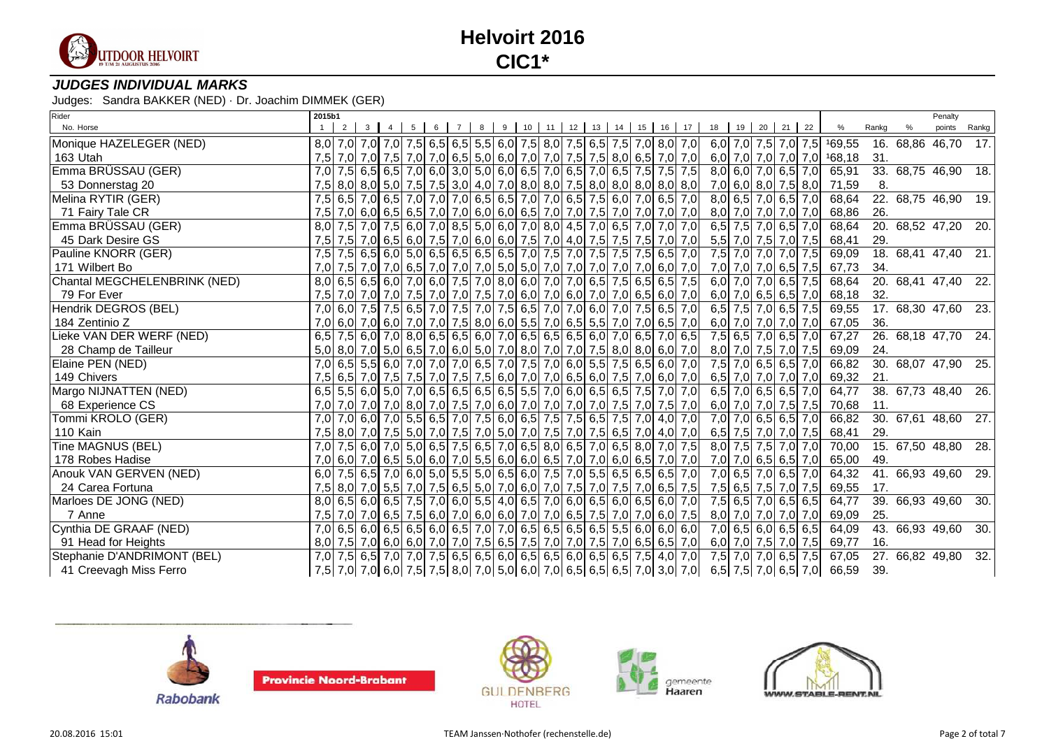# Helvoirt 2016

## CIC1*

### *JUDGES INDIVIDUAL MARKS*

Judges: Sandra BAKKER (NED) · Dr. Joachim DIMMEK (GER)

| Rider / No. Horse | 1 | 2 | 3 | 4 | 5 | 6 | 7 | 8 | 9 | 10 | 11 | 12 | 13 | 14 | 15 | 16 | 17 | 18 | 19 | 20 | 21 | 22 | % | Rankg | % | Penalty points | Rankg |
|---|---|---|---|---|---|---|---|---|---|---|---|---|---|---|---|---|---|---|---|---|---|---|---|---|---|---|---|
| Monique HAZELEGER (NED) | 8,0 | 7,0 | 7,0 | 7,0 | 7,5 | 6,5 | 6,5 | 5,5 | 6,0 | 7,5 | 8,0 | 7,5 | 6,5 | 7,5 | 7,0 | 8,0 | 7,0 | 6,0 | 7,0 | 7,5 | 7,0 | 7,5 | [1]69,55 | 16. | 68,86 | 46,70 | 17. |
| 163 Utah | 7,5 | 7,0 | 7,0 | 7,5 | 7,0 | 7,0 | 6,5 | 5,0 | 6,0 | 7,0 | 7,0 | 7,5 | 7,5 | 8,0 | 6,5 | 7,0 | 7,0 | 6,0 | 7,0 | 7,0 | 7,0 | 7,0 | [1]68,18 | 31. | | | |
| Emma BRÜSSAU (GER) | 7,0 | 7,5 | 6,5 | 6,5 | 7,0 | 6,0 | 3,0 | 5,0 | 6,0 | 6,5 | 7,0 | 6,5 | 7,0 | 6,5 | 7,5 | 7,5 | 7,5 | 8,0 | 6,0 | 7,0 | 6,5 | 7,0 | 65,91 | 33. | 68,75 | 46,90 | 18. |
| 53 Donnerstag 20 | 7,5 | 8,0 | 8,0 | 5,0 | 7,5 | 7,5 | 3,0 | 4,0 | 7,0 | 8,0 | 8,0 | 7,5 | 8,0 | 8,0 | 8,0 | 8,0 | 8,0 | 7,0 | 6,0 | 8,0 | 7,5 | 8,0 | 71,59 | 8. | | | |
| Melina RYTIR (GER) | 7,5 | 6,5 | 7,0 | 6,5 | 7,0 | 7,0 | 7,0 | 6,5 | 6,5 | 7,0 | 7,0 | 6,5 | 7,5 | 6,0 | 7,0 | 6,5 | 7,0 | 8,0 | 6,5 | 7,0 | 6,5 | 7,0 | 68,64 | 22. | 68,75 | 46,90 | 19. |
| 71 Fairy Tale CR | 7,5 | 7,0 | 6,0 | 6,5 | 6,5 | 7,0 | 7,0 | 6,0 | 6,0 | 6,5 | 7,0 | 7,0 | 7,5 | 7,0 | 7,0 | 7,0 | 7,0 | 8,0 | 7,0 | 7,0 | 7,0 | 7,0 | 68,86 | 26. | | | |
| Emma BRÜSSAU (GER) | 8,0 | 7,5 | 7,0 | 7,5 | 6,0 | 7,0 | 8,5 | 5,0 | 6,0 | 7,0 | 8,0 | 4,5 | 7,0 | 6,5 | 7,0 | 7,0 | 7,0 | 6,5 | 7,5 | 7,0 | 6,5 | 7,0 | 68,64 | 20. | 68,52 | 47,20 | 20. |
| 45 Dark Desire GS | 7,5 | 7,5 | 7,0 | 6,5 | 6,0 | 7,5 | 7,0 | 6,0 | 6,0 | 7,5 | 7,0 | 4,0 | 7,5 | 7,5 | 7,5 | 7,0 | 7,0 | 5,5 | 7,0 | 7,5 | 7,0 | 7,5 | 68,41 | 29. | | | |
| Pauline KNORR (GER) | 7,5 | 7,5 | 6,5 | 6,0 | 5,0 | 6,5 | 6,5 | 6,5 | 6,5 | 7,0 | 7,5 | 7,0 | 7,5 | 7,5 | 7,5 | 6,5 | 7,0 | 7,5 | 7,0 | 7,0 | 7,0 | 7,5 | 69,09 | 18. | 68,41 | 47,40 | 21. |
| 171 Wilbert Bo | 7,0 | 7,5 | 7,0 | 7,0 | 6,5 | 7,0 | 7,0 | 7,0 | 5,0 | 5,0 | 7,0 | 7,0 | 7,0 | 7,0 | 7,0 | 6,0 | 7,0 | 7,0 | 7,0 | 7,0 | 6,5 | 7,5 | 67,73 | 34. | | | |
| Chantal MEGCHELENBRINK (NED) | 8,0 | 6,5 | 6,5 | 6,0 | 7,0 | 6,0 | 7,5 | 7,0 | 8,0 | 6,0 | 7,0 | 7,0 | 6,5 | 7,5 | 6,5 | 6,5 | 7,5 | 6,0 | 7,0 | 7,0 | 6,5 | 7,5 | 68,64 | 20. | 68,41 | 47,40 | 22. |
| 79 For Ever | 7,5 | 7,0 | 7,0 | 7,0 | 7,5 | 7,0 | 7,0 | 7,5 | 7,0 | 6,0 | 7,0 | 6,0 | 7,0 | 7,0 | 6,5 | 6,0 | 7,0 | 6,0 | 7,0 | 6,5 | 6,5 | 7,0 | 68,18 | 32. | | | |
| Hendrik DEGROS (BEL) | 7,0 | 6,0 | 7,5 | 7,5 | 6,5 | 7,0 | 7,5 | 7,0 | 7,5 | 6,5 | 7,0 | 7,0 | 6,0 | 7,0 | 7,5 | 6,5 | 7,0 | 6,5 | 7,5 | 7,0 | 6,5 | 7,5 | 69,55 | 17. | 68,30 | 47,60 | 23. |
| 184 Zentinio Z | 7,0 | 6,0 | 7,0 | 6,0 | 7,0 | 7,0 | 7,5 | 8,0 | 6,0 | 5,5 | 7,0 | 6,5 | 5,5 | 7,0 | 7,0 | 6,5 | 7,0 | 6,0 | 7,0 | 7,0 | 7,0 | 7,0 | 67,05 | 36. | | | |
| Lieke VAN DER WERF (NED) | 6,5 | 7,5 | 6,0 | 7,0 | 8,0 | 6,5 | 6,5 | 6,0 | 7,0 | 6,5 | 6,5 | 6,5 | 6,0 | 7,0 | 6,5 | 7,0 | 6,5 | 7,5 | 6,5 | 7,0 | 6,5 | 7,0 | 67,27 | 26. | 68,18 | 47,70 | 24. |
| 28 Champ de Tailleur | 5,0 | 8,0 | 7,0 | 5,0 | 6,5 | 7,0 | 6,0 | 5,0 | 7,0 | 8,0 | 7,0 | 7,0 | 7,5 | 8,0 | 8,0 | 6,0 | 7,0 | 8,0 | 7,0 | 7,5 | 7,0 | 7,5 | 69,09 | 24. | | | |
| Elaine PEN (NED) | 7,0 | 6,5 | 5,5 | 6,0 | 7,0 | 7,0 | 7,0 | 6,5 | 7,0 | 7,5 | 7,0 | 6,0 | 5,5 | 7,5 | 6,5 | 6,0 | 7,0 | 7,5 | 7,0 | 6,5 | 6,5 | 7,0 | 66,82 | 30. | 68,07 | 47,90 | 25. |
| 149 Chivers | 7,5 | 6,5 | 7,0 | 7,5 | 7,5 | 7,0 | 7,5 | 7,5 | 6,0 | 7,0 | 7,0 | 6,5 | 6,0 | 7,5 | 7,0 | 6,0 | 7,0 | 6,5 | 7,0 | 7,0 | 7,0 | 7,0 | 69,32 | 21. | | | |
| Margo NIJNATTEN (NED) | 6,5 | 5,5 | 6,0 | 5,0 | 7,0 | 6,5 | 6,5 | 6,5 | 6,5 | 5,5 | 7,0 | 6,0 | 6,5 | 6,5 | 7,5 | 7,0 | 7,0 | 6,5 | 7,0 | 6,5 | 6,5 | 7,0 | 64,77 | 38. | 67,73 | 48,40 | 26. |
| 68 Experience CS | 7,0 | 7,0 | 7,0 | 7,0 | 8,0 | 7,0 | 7,5 | 7,0 | 6,0 | 7,0 | 7,0 | 7,0 | 7,0 | 7,5 | 7,0 | 7,5 | 7,0 | 6,0 | 7,0 | 7,0 | 7,5 | 7,5 | 70,68 | 11. | | | |
| Tommi KROLO (GER) | 7,0 | 7,0 | 6,0 | 7,0 | 5,5 | 6,5 | 7,0 | 7,5 | 6,0 | 6,5 | 7,5 | 7,5 | 6,5 | 7,5 | 7,0 | 4,0 | 7,0 | 7,0 | 7,0 | 6,5 | 6,5 | 7,0 | 66,82 | 30. | 67,61 | 48,60 | 27. |
| 110 Kain | 7,5 | 8,0 | 7,0 | 7,5 | 5,0 | 7,0 | 7,5 | 7,0 | 5,0 | 7,0 | 7,5 | 7,0 | 7,5 | 6,5 | 7,0 | 4,0 | 7,0 | 6,5 | 7,5 | 7,0 | 7,0 | 7,5 | 68,41 | 29. | | | |
| Tine MAGNUS (BEL) | 7,0 | 7,5 | 6,0 | 7,0 | 5,0 | 6,5 | 7,5 | 6,5 | 7,0 | 6,5 | 8,0 | 6,5 | 7,0 | 6,5 | 8,0 | 7,0 | 7,5 | 8,0 | 7,5 | 7,5 | 7,0 | 7,0 | 70,00 | 15. | 67,50 | 48,80 | 28. |
| 178 Robes Hadise | 7,0 | 6,0 | 7,0 | 6,5 | 5,0 | 6,0 | 7,0 | 5,5 | 6,0 | 6,0 | 6,5 | 7,0 | 7,0 | 6,0 | 6,5 | 7,0 | 7,0 | 7,0 | 7,0 | 6,5 | 6,5 | 7,0 | 65,00 | 49. | | | |
| Anouk VAN GERVEN (NED) | 6,0 | 7,5 | 6,5 | 7,0 | 6,0 | 5,0 | 5,5 | 5,0 | 6,5 | 6,0 | 7,5 | 7,0 | 5,5 | 6,5 | 6,5 | 6,5 | 7,0 | 7,0 | 6,5 | 7,0 | 6,5 | 7,0 | 64,32 | 41. | 66,93 | 49,60 | 29. |
| 24 Carea Fortuna | 7,5 | 8,0 | 7,0 | 5,5 | 7,0 | 7,5 | 6,5 | 5,0 | 7,0 | 6,0 | 7,0 | 7,5 | 7,0 | 7,5 | 7,0 | 6,5 | 7,5 | 7,5 | 6,5 | 7,5 | 7,0 | 7,5 | 69,55 | 17. | | | |
| Marloes DE JONG (NED) | 8,0 | 6,5 | 6,0 | 6,5 | 7,5 | 7,0 | 6,0 | 5,5 | 4,0 | 6,5 | 7,0 | 6,0 | 6,5 | 6,0 | 6,5 | 6,0 | 7,0 | 7,5 | 6,5 | 7,0 | 6,5 | 6,5 | 64,77 | 39. | 66,93 | 49,60 | 30. |
| 7 Anne | 7,5 | 7,0 | 7,0 | 6,5 | 7,5 | 6,0 | 7,0 | 6,0 | 6,0 | 7,0 | 7,0 | 6,5 | 7,5 | 7,0 | 7,0 | 6,0 | 7,5 | 8,0 | 7,0 | 7,0 | 7,0 | 7,0 | 69,09 | 25. | | | |
| Cynthia DE GRAAF (NED) | 7,0 | 6,5 | 6,0 | 6,5 | 6,5 | 6,0 | 6,5 | 7,0 | 7,0 | 6,5 | 6,5 | 6,5 | 6,5 | 5,5 | 6,0 | 6,0 | 6,0 | 7,0 | 6,5 | 6,0 | 6,5 | 6,5 | 64,09 | 43. | 66,93 | 49,60 | 30. |
| 91 Head for Heights | 8,0 | 7,5 | 7,0 | 6,0 | 6,0 | 7,0 | 7,0 | 7,5 | 6,5 | 7,5 | 7,0 | 7,0 | 7,5 | 7,0 | 6,5 | 6,5 | 7,0 | 6,0 | 7,0 | 7,5 | 7,0 | 7,5 | 69,77 | 16. | | | |
| Stephanie D'ANDRIMONT (BEL) | 7,0 | 7,5 | 6,5 | 7,0 | 7,0 | 7,5 | 6,5 | 6,5 | 6,0 | 6,5 | 6,5 | 6,0 | 6,5 | 6,5 | 7,5 | 4,0 | 7,0 | 7,5 | 7,0 | 7,0 | 6,5 | 7,5 | 67,05 | 27. | 66,82 | 49,80 | 32. |
| 41 Creevagh Miss Ferro | 7,5 | 7,0 | 7,0 | 6,0 | 7,5 | 7,5 | 8,0 | 7,0 | 5,0 | 6,0 | 7,0 | 6,5 | 6,5 | 6,5 | 7,0 | 3,0 | 7,0 | 6,5 | 7,5 | 7,0 | 6,5 | 7,0 | 66,59 | 39. | | | |

20.08.2016 15:01 — TEAM Janssen-Nothofer (rechenstelle.de)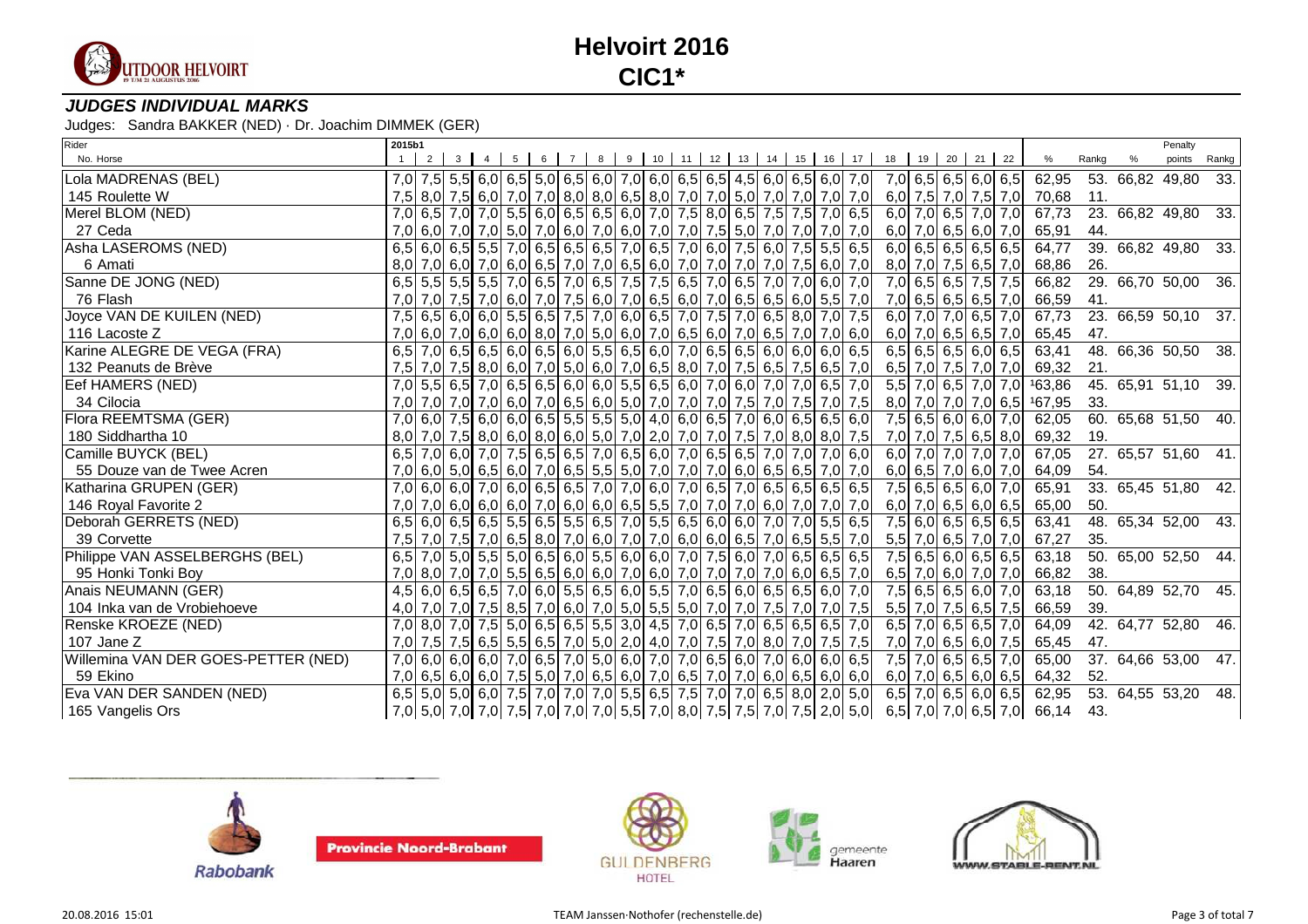# Helvoirt 2016

## CIC1*

### JUDGES INDIVIDUAL MARKS

Judges: Sandra BAKKER (NED) · Dr. Joachim DIMMEK (GER)

| Rider / No. Horse | 1 | 2 | 3 | 4 | 5 | 6 | 7 | 8 | 9 | 10 | 11 | 12 | 13 | 14 | 15 | 16 | 17 | 18 | 19 | 20 | 21 | 22 | % | Rankg | % | Penalty points | Rankg |
|---|---|---|---|---|---|---|---|---|---|---|---|---|---|---|---|---|---|---|---|---|---|---|---|---|---|---|---|
| Lola MADRENAS (BEL) | 7,0 | 7,5 | 5,5 | 6,0 | 6,5 | 5,0 | 6,5 | 6,0 | 7,0 | 6,0 | 6,5 | 6,5 | 4,5 | 6,0 | 6,5 | 6,0 | 7,0 | 7,0 | 6,5 | 6,5 | 6,0 | 6,5 | 62,95 | 53. | 66,82 | 49,80 | 33. |
| 145 Roulette W | 7,5 | 8,0 | 7,5 | 6,0 | 7,0 | 7,0 | 8,0 | 8,0 | 6,5 | 8,0 | 7,0 | 7,0 | 5,0 | 7,0 | 7,0 | 7,0 | 7,0 | 6,0 | 7,5 | 7,0 | 7,5 | 7,0 | 70,68 | 11. | | | |
| Merel BLOM (NED) | 7,0 | 6,5 | 7,0 | 7,0 | 5,5 | 6,0 | 6,5 | 6,5 | 6,0 | 7,0 | 7,5 | 8,0 | 6,5 | 7,5 | 7,5 | 7,0 | 6,5 | 6,0 | 7,0 | 6,5 | 7,0 | 7,0 | 67,73 | 23. | 66,82 | 49,80 | 33. |
| 27 Ceda | 7,0 | 6,0 | 7,0 | 7,0 | 5,0 | 7,0 | 6,0 | 7,0 | 6,0 | 7,0 | 7,0 | 7,5 | 5,0 | 7,0 | 7,0 | 7,0 | 7,0 | 6,0 | 7,0 | 6,5 | 6,0 | 7,0 | 65,91 | 44. | | | |
| Asha LASEROMS (NED) | 6,5 | 6,0 | 6,5 | 5,5 | 7,0 | 6,5 | 6,5 | 6,5 | 7,0 | 6,5 | 7,0 | 6,0 | 7,5 | 6,0 | 7,5 | 5,5 | 6,5 | 6,0 | 6,5 | 6,5 | 6,5 | 6,5 | 64,77 | 39. | 66,82 | 49,80 | 33. |
| 6 Amati | 8,0 | 7,0 | 6,0 | 7,0 | 6,0 | 6,5 | 7,0 | 7,0 | 6,5 | 6,0 | 7,0 | 7,0 | 7,0 | 7,0 | 7,5 | 6,0 | 7,0 | 8,0 | 7,0 | 7,5 | 6,5 | 7,0 | 68,86 | 26. | | | |
| Sanne DE JONG (NED) | 6,5 | 5,5 | 5,5 | 5,5 | 7,0 | 6,5 | 7,0 | 6,5 | 7,5 | 7,5 | 6,5 | 7,0 | 6,5 | 7,0 | 7,0 | 6,0 | 7,0 | 7,0 | 6,5 | 6,5 | 7,5 | 7,5 | 66,82 | 29. | 66,70 | 50,00 | 36. |
| 76 Flash | 7,0 | 7,0 | 7,5 | 7,0 | 6,0 | 7,0 | 7,5 | 6,0 | 7,0 | 6,5 | 6,0 | 7,0 | 6,5 | 6,5 | 6,0 | 5,5 | 7,0 | 7,0 | 6,5 | 6,5 | 6,5 | 7,0 | 66,59 | 41. | | | |
| Joyce VAN DE KUILEN (NED) | 7,5 | 6,5 | 6,0 | 6,0 | 5,5 | 6,5 | 7,5 | 7,0 | 6,0 | 6,5 | 7,0 | 7,5 | 7,0 | 6,5 | 8,0 | 7,0 | 7,5 | 6,0 | 7,0 | 7,0 | 6,5 | 7,0 | 67,73 | 23. | 66,59 | 50,10 | 37. |
| 116 Lacoste Z | 7,0 | 6,0 | 7,0 | 6,0 | 6,0 | 8,0 | 7,0 | 5,0 | 6,0 | 7,0 | 6,5 | 6,0 | 7,0 | 6,5 | 7,0 | 7,0 | 6,0 | 6,0 | 7,0 | 6,5 | 6,5 | 7,0 | 65,45 | 47. | | | |
| Karine ALEGRE DE VEGA (FRA) | 6,5 | 7,0 | 6,5 | 6,5 | 6,0 | 6,5 | 6,0 | 5,5 | 6,5 | 6,0 | 7,0 | 6,5 | 6,5 | 6,0 | 6,0 | 6,0 | 6,5 | 6,5 | 6,5 | 6,5 | 6,0 | 6,5 | 63,41 | 48. | 66,36 | 50,50 | 38. |
| 132 Peanuts de Brève | 7,5 | 7,0 | 7,5 | 8,0 | 6,0 | 7,0 | 5,0 | 6,0 | 7,0 | 6,5 | 8,0 | 7,0 | 7,5 | 6,5 | 7,5 | 6,5 | 7,0 | 6,5 | 7,0 | 7,5 | 7,0 | 7,0 | 69,32 | 21. | | | |
| Eef HAMERS (NED) | 7,0 | 5,5 | 6,5 | 7,0 | 6,5 | 6,5 | 6,0 | 6,0 | 5,5 | 6,5 | 6,0 | 7,0 | 6,0 | 7,0 | 7,0 | 6,5 | 7,0 | 5,5 | 7,0 | 6,5 | 7,0 | 7,0 | [1]63,86 | 45. | 65,91 | 51,10 | 39. |
| 34 Cilocia | 7,0 | 7,0 | 7,0 | 7,0 | 6,0 | 7,0 | 6,5 | 6,0 | 5,0 | 7,0 | 7,0 | 7,0 | 7,5 | 7,0 | 7,5 | 7,0 | 7,5 | 8,0 | 7,0 | 7,0 | 7,0 | 6,5 | [1]67,95 | 33. | | | |
| Flora REEMTSMA (GER) | 7,0 | 6,0 | 7,5 | 6,0 | 6,0 | 6,5 | 5,5 | 5,5 | 5,0 | 4,0 | 6,0 | 6,5 | 7,0 | 6,0 | 6,5 | 6,5 | 6,0 | 7,5 | 6,5 | 6,0 | 6,0 | 7,0 | 62,05 | 60. | 65,68 | 51,50 | 40. |
| 180 Siddhartha 10 | 8,0 | 7,0 | 7,5 | 8,0 | 6,0 | 8,0 | 6,0 | 5,0 | 7,0 | 2,0 | 7,0 | 7,0 | 7,5 | 7,0 | 8,0 | 8,0 | 7,5 | 7,0 | 7,0 | 7,5 | 6,5 | 8,0 | 69,32 | 19. | | | |
| Camille BUYCK (BEL) | 6,5 | 7,0 | 6,0 | 7,0 | 7,5 | 6,5 | 6,5 | 7,0 | 6,5 | 6,0 | 7,0 | 6,5 | 6,5 | 7,0 | 7,0 | 7,0 | 6,0 | 6,0 | 7,0 | 7,0 | 7,0 | 7,0 | 67,05 | 27. | 65,57 | 51,60 | 41. |
| 55 Douze van de Twee Acren | 7,0 | 6,0 | 5,0 | 6,5 | 6,0 | 7,0 | 6,5 | 5,5 | 5,0 | 7,0 | 7,0 | 7,0 | 6,0 | 6,5 | 6,5 | 7,0 | 7,0 | 6,0 | 6,5 | 7,0 | 6,0 | 7,0 | 64,09 | 54. | | | |
| Katharina GRUPEN (GER) | 7,0 | 6,0 | 6,0 | 7,0 | 6,0 | 6,5 | 6,5 | 7,0 | 7,0 | 6,0 | 7,0 | 6,5 | 7,0 | 6,5 | 6,5 | 6,5 | 6,5 | 7,5 | 6,5 | 6,5 | 6,0 | 7,0 | 65,91 | 33. | 65,45 | 51,80 | 42. |
| 146 Royal Favorite 2 | 7,0 | 7,0 | 6,0 | 6,0 | 6,0 | 7,0 | 6,0 | 6,0 | 6,5 | 5,5 | 7,0 | 7,0 | 7,0 | 6,0 | 7,0 | 7,0 | 7,0 | 6,0 | 7,0 | 6,5 | 6,0 | 6,5 | 65,00 | 50. | | | |
| Deborah GERRETS (NED) | 6,5 | 6,0 | 6,5 | 6,5 | 5,5 | 6,5 | 5,5 | 6,5 | 7,0 | 5,5 | 6,5 | 6,0 | 6,0 | 7,0 | 7,0 | 5,5 | 6,5 | 7,5 | 6,0 | 6,5 | 6,5 | 6,5 | 63,41 | 48. | 65,34 | 52,00 | 43. |
| 39 Corvette | 7,5 | 7,0 | 7,5 | 7,0 | 6,5 | 8,0 | 7,0 | 6,0 | 7,0 | 7,0 | 6,0 | 6,0 | 6,5 | 7,0 | 6,5 | 5,5 | 7,0 | 5,5 | 7,0 | 6,5 | 7,0 | 7,0 | 67,27 | 35. | | | |
| Philippe VAN ASSELBERGHS (BEL) | 6,5 | 7,0 | 5,0 | 5,5 | 5,0 | 6,5 | 6,0 | 5,5 | 6,0 | 6,0 | 7,0 | 7,5 | 6,0 | 7,0 | 6,5 | 6,5 | 6,5 | 7,5 | 6,5 | 6,0 | 6,5 | 6,5 | 63,18 | 50. | 65,00 | 52,50 | 44. |
| 95 Honki Tonki Boy | 7,0 | 8,0 | 7,0 | 7,0 | 5,5 | 6,5 | 6,0 | 6,0 | 7,0 | 6,0 | 7,0 | 7,0 | 7,0 | 7,0 | 6,0 | 6,5 | 7,0 | 6,5 | 7,0 | 6,0 | 7,0 | 7,0 | 66,82 | 38. | | | |
| Anais NEUMANN (GER) | 4,5 | 6,0 | 6,5 | 6,5 | 7,0 | 6,0 | 5,5 | 6,5 | 6,0 | 5,5 | 7,0 | 6,5 | 6,0 | 6,5 | 6,5 | 6,0 | 7,0 | 7,5 | 6,5 | 6,5 | 6,0 | 7,0 | 63,18 | 50. | 64,89 | 52,70 | 45. |
| 104 Inka van de Vrobiehoeve | 4,0 | 7,0 | 7,0 | 7,5 | 8,5 | 7,0 | 6,0 | 7,0 | 5,0 | 5,5 | 5,0 | 7,0 | 7,0 | 7,5 | 7,0 | 7,0 | 7,5 | 5,5 | 7,0 | 7,5 | 6,5 | 7,5 | 66,59 | 39. | | | |
| Renske KROEZE (NED) | 7,0 | 8,0 | 7,0 | 7,5 | 5,0 | 6,5 | 6,5 | 5,5 | 3,0 | 4,5 | 7,0 | 6,5 | 7,0 | 6,5 | 6,5 | 6,5 | 7,0 | 6,5 | 7,0 | 6,5 | 6,5 | 7,0 | 64,09 | 42. | 64,77 | 52,80 | 46. |
| 107 Jane Z | 7,0 | 7,5 | 7,5 | 6,5 | 5,5 | 6,5 | 7,0 | 5,0 | 2,0 | 4,0 | 7,0 | 7,5 | 7,0 | 8,0 | 7,0 | 7,5 | 7,5 | 7,0 | 7,0 | 6,5 | 6,0 | 7,5 | 65,45 | 47. | | | |
| Willemina VAN DER GOES-PETTER (NED) | 7,0 | 6,0 | 6,0 | 6,0 | 7,0 | 6,5 | 7,0 | 5,0 | 6,0 | 7,0 | 7,0 | 6,5 | 6,0 | 7,0 | 6,0 | 6,0 | 6,5 | 7,5 | 7,0 | 6,5 | 6,5 | 7,0 | 65,00 | 37. | 64,66 | 53,00 | 47. |
| 59 Ekino | 7,0 | 6,5 | 6,0 | 6,0 | 7,5 | 5,0 | 7,0 | 6,5 | 6,0 | 7,0 | 6,5 | 7,0 | 7,0 | 6,0 | 6,5 | 6,0 | 6,0 | 6,0 | 7,0 | 6,5 | 6,0 | 6,5 | 64,32 | 52. | | | |
| Eva VAN DER SANDEN (NED) | 6,5 | 5,0 | 5,0 | 6,0 | 7,5 | 7,0 | 7,0 | 7,0 | 5,5 | 6,5 | 7,5 | 7,0 | 7,0 | 6,5 | 8,0 | 2,0 | 5,0 | 6,5 | 7,0 | 6,5 | 6,0 | 6,5 | 62,95 | 53. | 64,55 | 53,20 | 48. |
| 165 Vangelis Ors | 7,0 | 5,0 | 7,0 | 7,0 | 7,5 | 7,0 | 7,0 | 7,0 | 5,5 | 7,0 | 8,0 | 7,5 | 7,5 | 7,0 | 7,5 | 2,0 | 5,0 | 6,5 | 7,0 | 7,0 | 6,5 | 7,0 | 66,14 | 43. | | | |

20.08.2016 15:01 — TEAM Janssen-Nothofer (rechenstelle.de)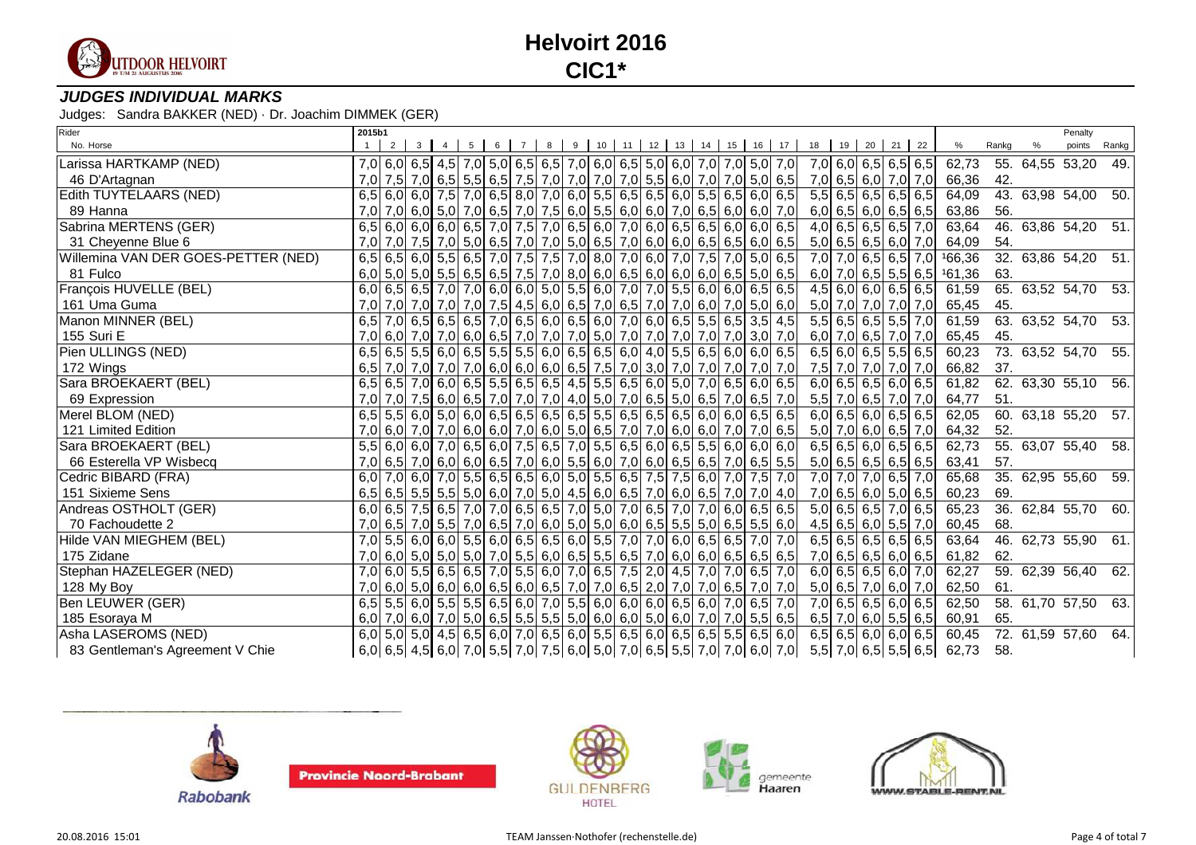# Helvoirt 2016
## CIC1*

### JUDGES INDIVIDUAL MARKS

Judges: Sandra BAKKER (NED) · Dr. Joachim DIMMEK (GER)

| Rider / No. Horse | 1 | 2 | 3 | 4 | 5 | 6 | 7 | 8 | 9 | 10 | 11 | 12 | 13 | 14 | 15 | 16 | 17 | 18 | 19 | 20 | 21 | 22 | % | Rankg | Penalty % | Penalty points | Rankg |
|---|---|---|---|---|---|---|---|---|---|---|---|---|---|---|---|---|---|---|---|---|---|---|---|---|---|---|---|
| Larissa HARTKAMP (NED) | 7,0 | 6,0 | 6,5 | 4,5 | 7,0 | 5,0 | 6,5 | 6,5 | 7,0 | 6,0 | 6,5 | 5,0 | 6,0 | 7,0 | 7,0 | 5,0 | 7,0 | 7,0 | 6,0 | 6,5 | 6,5 | 6,5 | 62,73 | 55. | 64,55 | 53,20 | 49. |
| 46 D'Artagnan | 7,0 | 7,5 | 7,0 | 6,5 | 5,5 | 6,5 | 7,5 | 7,0 | 7,0 | 7,0 | 7,0 | 5,5 | 6,0 | 7,0 | 7,0 | 5,0 | 6,5 | 7,0 | 6,5 | 6,0 | 7,0 | 7,0 | 66,36 | 42. | | | |
| Edith TUYTELAARS (NED) | 6,5 | 6,0 | 6,0 | 7,5 | 7,0 | 6,5 | 8,0 | 7,0 | 6,0 | 5,5 | 6,5 | 6,5 | 6,0 | 5,5 | 6,5 | 6,0 | 6,5 | 5,5 | 6,5 | 6,5 | 6,5 | 6,5 | 64,09 | 43. | 63,98 | 54,00 | 50. |
| 89 Hanna | 7,0 | 7,0 | 6,0 | 5,0 | 7,0 | 6,5 | 7,0 | 7,5 | 6,0 | 5,5 | 6,0 | 6,0 | 7,0 | 6,5 | 6,0 | 6,0 | 7,0 | 6,0 | 6,5 | 6,0 | 6,5 | 6,5 | 63,86 | 56. | | | |
| Sabrina MERTENS (GER) | 6,5 | 6,0 | 6,0 | 6,0 | 6,5 | 7,0 | 7,5 | 7,0 | 6,5 | 6,0 | 7,0 | 6,0 | 6,5 | 6,5 | 6,0 | 6,0 | 6,5 | 4,0 | 6,5 | 6,5 | 6,5 | 7,0 | 63,64 | 46. | 63,86 | 54,20 | 51. |
| 31 Cheyenne Blue 6 | 7,0 | 7,0 | 7,5 | 7,0 | 5,0 | 6,5 | 7,0 | 7,0 | 5,0 | 6,5 | 7,0 | 6,0 | 6,0 | 6,5 | 6,5 | 6,0 | 6,5 | 5,0 | 6,5 | 6,5 | 6,0 | 7,0 | 64,09 | 54. | | | |
| Willemina VAN DER GOES-PETTER (NED) | 6,5 | 6,5 | 6,0 | 5,5 | 6,5 | 7,0 | 7,5 | 7,5 | 7,0 | 8,0 | 7,0 | 6,0 | 7,0 | 7,5 | 7,0 | 5,0 | 6,5 | 7,0 | 7,0 | 6,5 | 6,5 | 7,0 | [1]66,36 | 32. | 63,86 | 54,20 | 51. |
| 81 Fulco | 6,0 | 5,0 | 5,0 | 5,5 | 6,5 | 6,5 | 7,5 | 7,0 | 8,0 | 6,0 | 6,5 | 6,0 | 6,0 | 6,0 | 6,5 | 5,0 | 6,5 | 6,0 | 7,0 | 6,5 | 5,5 | 6,5 | [1]61,36 | 63. | | | |
| François HUVELLE (BEL) | 6,0 | 6,5 | 6,5 | 7,0 | 7,0 | 6,0 | 6,0 | 5,0 | 5,5 | 6,0 | 7,0 | 7,0 | 5,5 | 6,0 | 6,0 | 6,5 | 6,5 | 4,5 | 6,0 | 6,0 | 6,5 | 6,5 | 61,59 | 65. | 63,52 | 54,70 | 53. |
| 161 Uma Guma | 7,0 | 7,0 | 7,0 | 7,0 | 7,0 | 7,5 | 4,5 | 6,0 | 6,5 | 7,0 | 6,5 | 7,0 | 7,0 | 6,0 | 7,0 | 5,0 | 6,0 | 5,0 | 7,0 | 7,0 | 7,0 | 7,0 | 65,45 | 45. | | | |
| Manon MINNER (BEL) | 6,5 | 7,0 | 6,5 | 6,5 | 6,5 | 7,0 | 6,5 | 6,0 | 6,5 | 6,0 | 7,0 | 6,0 | 6,5 | 5,5 | 6,5 | 3,5 | 4,5 | 5,5 | 6,5 | 6,5 | 5,5 | 7,0 | 61,59 | 63. | 63,52 | 54,70 | 53. |
| 155 Suri E | 7,0 | 6,0 | 7,0 | 7,0 | 6,0 | 6,5 | 7,0 | 7,0 | 7,0 | 5,0 | 7,0 | 7,0 | 7,0 | 7,0 | 7,0 | 3,0 | 7,0 | 6,0 | 7,0 | 6,5 | 7,0 | 7,0 | 65,45 | 45. | | | |
| Pien ULLINGS (NED) | 6,5 | 6,5 | 5,5 | 6,0 | 6,5 | 5,5 | 5,5 | 6,0 | 6,5 | 6,5 | 6,0 | 4,0 | 5,5 | 6,5 | 6,0 | 6,0 | 6,5 | 6,5 | 6,0 | 6,5 | 5,5 | 6,5 | 60,23 | 73. | 63,52 | 54,70 | 55. |
| 172 Wings | 6,5 | 7,0 | 7,0 | 7,0 | 7,0 | 6,0 | 6,0 | 6,0 | 6,5 | 7,5 | 7,0 | 3,0 | 7,0 | 7,0 | 7,0 | 7,0 | 7,0 | 7,5 | 7,0 | 7,0 | 7,0 | 7,0 | 66,82 | 37. | | | |
| Sara BROEKAERT (BEL) | 6,5 | 6,5 | 7,0 | 6,0 | 6,5 | 5,5 | 6,5 | 6,5 | 4,5 | 5,5 | 6,5 | 6,0 | 5,0 | 7,0 | 6,5 | 6,0 | 6,5 | 6,0 | 6,5 | 6,5 | 6,0 | 6,5 | 61,82 | 62. | 63,30 | 55,10 | 56. |
| 69 Expression | 7,0 | 7,0 | 7,5 | 6,0 | 6,5 | 7,0 | 7,0 | 7,0 | 4,0 | 5,0 | 7,0 | 6,5 | 5,0 | 6,5 | 7,0 | 6,5 | 7,0 | 5,5 | 7,0 | 6,5 | 7,0 | 7,0 | 64,77 | 51. | | | |
| Merel BLOM (NED) | 6,5 | 5,5 | 6,0 | 5,0 | 6,0 | 6,5 | 6,5 | 6,5 | 6,5 | 5,5 | 6,5 | 6,5 | 6,5 | 6,0 | 6,0 | 6,5 | 6,5 | 6,0 | 6,5 | 6,0 | 6,5 | 6,5 | 62,05 | 60. | 63,18 | 55,20 | 57. |
| 121 Limited Edition | 7,0 | 6,0 | 7,0 | 7,0 | 6,0 | 6,0 | 7,0 | 6,0 | 5,0 | 6,5 | 7,0 | 7,0 | 6,0 | 6,0 | 7,0 | 7,0 | 6,5 | 5,0 | 7,0 | 6,0 | 6,5 | 7,0 | 64,32 | 52. | | | |
| Sara BROEKAERT (BEL) | 5,5 | 6,0 | 6,0 | 7,0 | 6,5 | 6,0 | 7,5 | 6,5 | 7,0 | 5,5 | 6,5 | 6,0 | 6,5 | 5,5 | 6,0 | 6,0 | 6,0 | 6,5 | 6,5 | 6,0 | 6,5 | 6,5 | 62,73 | 55. | 63,07 | 55,40 | 58. |
| 66 Esterella VP Wisbecq | 7,0 | 6,5 | 7,0 | 6,0 | 6,0 | 6,5 | 7,0 | 6,0 | 5,5 | 6,0 | 7,0 | 6,0 | 6,5 | 6,5 | 7,0 | 6,5 | 5,5 | 5,0 | 6,5 | 6,5 | 6,5 | 6,5 | 63,41 | 57. | | | |
| Cedric BIBARD (FRA) | 6,0 | 7,0 | 6,0 | 7,0 | 5,5 | 6,5 | 6,5 | 6,0 | 5,0 | 5,5 | 6,5 | 7,5 | 7,5 | 6,0 | 7,0 | 7,5 | 7,0 | 7,0 | 7,0 | 7,0 | 6,5 | 7,0 | 65,68 | 35. | 62,95 | 55,60 | 59. |
| 151 Sixieme Sens | 6,5 | 6,5 | 5,5 | 5,5 | 5,0 | 6,0 | 7,0 | 5,0 | 4,5 | 6,0 | 6,5 | 7,0 | 6,0 | 6,5 | 7,0 | 7,0 | 4,0 | 7,0 | 6,5 | 6,0 | 5,0 | 6,5 | 60,23 | 69. | | | |
| Andreas OSTHOLT (GER) | 6,0 | 6,5 | 7,5 | 6,5 | 7,0 | 7,0 | 6,5 | 6,5 | 7,0 | 5,0 | 7,0 | 6,5 | 7,0 | 7,0 | 6,0 | 6,5 | 6,5 | 5,0 | 6,5 | 6,5 | 7,0 | 6,5 | 65,23 | 36. | 62,84 | 55,70 | 60. |
| 70 Fachoudette 2 | 7,0 | 6,5 | 7,0 | 5,5 | 7,0 | 6,5 | 7,0 | 6,0 | 5,0 | 5,0 | 6,0 | 6,5 | 5,5 | 5,0 | 6,5 | 5,5 | 6,0 | 4,5 | 6,5 | 6,0 | 5,5 | 7,0 | 60,45 | 68. | | | |
| Hilde VAN MIEGHEM (BEL) | 7,0 | 5,5 | 6,0 | 6,0 | 5,5 | 6,0 | 6,5 | 6,5 | 6,0 | 5,5 | 7,0 | 7,0 | 6,0 | 6,5 | 6,5 | 7,0 | 7,0 | 6,5 | 6,5 | 6,5 | 6,5 | 6,5 | 63,64 | 46. | 62,73 | 55,90 | 61. |
| 175 Zidane | 7,0 | 6,0 | 5,0 | 5,0 | 5,0 | 7,0 | 5,5 | 6,0 | 6,5 | 5,5 | 6,5 | 7,0 | 6,0 | 6,0 | 6,5 | 6,5 | 6,5 | 7,0 | 6,5 | 6,5 | 6,0 | 6,5 | 61,82 | 62. | | | |
| Stephan HAZELEGER (NED) | 7,0 | 6,0 | 5,5 | 6,5 | 6,5 | 7,0 | 5,5 | 6,0 | 7,0 | 6,5 | 7,5 | 2,0 | 4,5 | 7,0 | 7,0 | 6,5 | 7,0 | 6,0 | 6,5 | 6,5 | 6,0 | 7,0 | 62,27 | 59. | 62,39 | 56,40 | 62. |
| 128 My Boy | 7,0 | 6,0 | 5,0 | 6,0 | 6,0 | 6,5 | 6,0 | 6,5 | 7,0 | 7,0 | 6,5 | 2,0 | 7,0 | 7,0 | 6,5 | 7,0 | 7,0 | 5,0 | 6,5 | 7,0 | 6,0 | 7,0 | 62,50 | 61. | | | |
| Ben LEUWER (GER) | 6,5 | 5,5 | 6,0 | 5,5 | 5,5 | 6,5 | 6,0 | 7,0 | 5,5 | 6,0 | 6,0 | 6,0 | 6,5 | 6,0 | 7,0 | 6,5 | 7,0 | 7,0 | 6,5 | 6,5 | 6,0 | 6,5 | 62,50 | 58. | 61,70 | 57,50 | 63. |
| 185 Esoraya M | 6,0 | 7,0 | 6,0 | 7,0 | 5,0 | 6,5 | 5,5 | 5,5 | 5,0 | 6,0 | 6,0 | 5,0 | 6,0 | 7,0 | 7,0 | 5,5 | 6,5 | 6,5 | 7,0 | 6,0 | 5,5 | 6,5 | 60,91 | 65. | | | |
| Asha LASEROMS (NED) | 6,0 | 5,0 | 5,0 | 4,5 | 6,5 | 6,0 | 7,0 | 6,5 | 6,0 | 5,5 | 6,5 | 6,0 | 6,5 | 6,5 | 5,5 | 6,5 | 6,0 | 6,5 | 6,5 | 6,0 | 6,0 | 6,5 | 60,45 | 72. | 61,59 | 57,60 | 64. |
| 83 Gentleman's Agreement V Chie | 6,0 | 6,5 | 4,5 | 6,0 | 7,0 | 5,5 | 7,0 | 7,5 | 6,0 | 5,0 | 7,0 | 6,5 | 5,5 | 7,0 | 7,0 | 6,0 | 7,0 | 5,5 | 7,0 | 6,5 | 5,5 | 6,5 | 62,73 | 58. | | | |

20.08.2016 15:01 — TEAM Janssen-Nothofer (rechenstelle.de)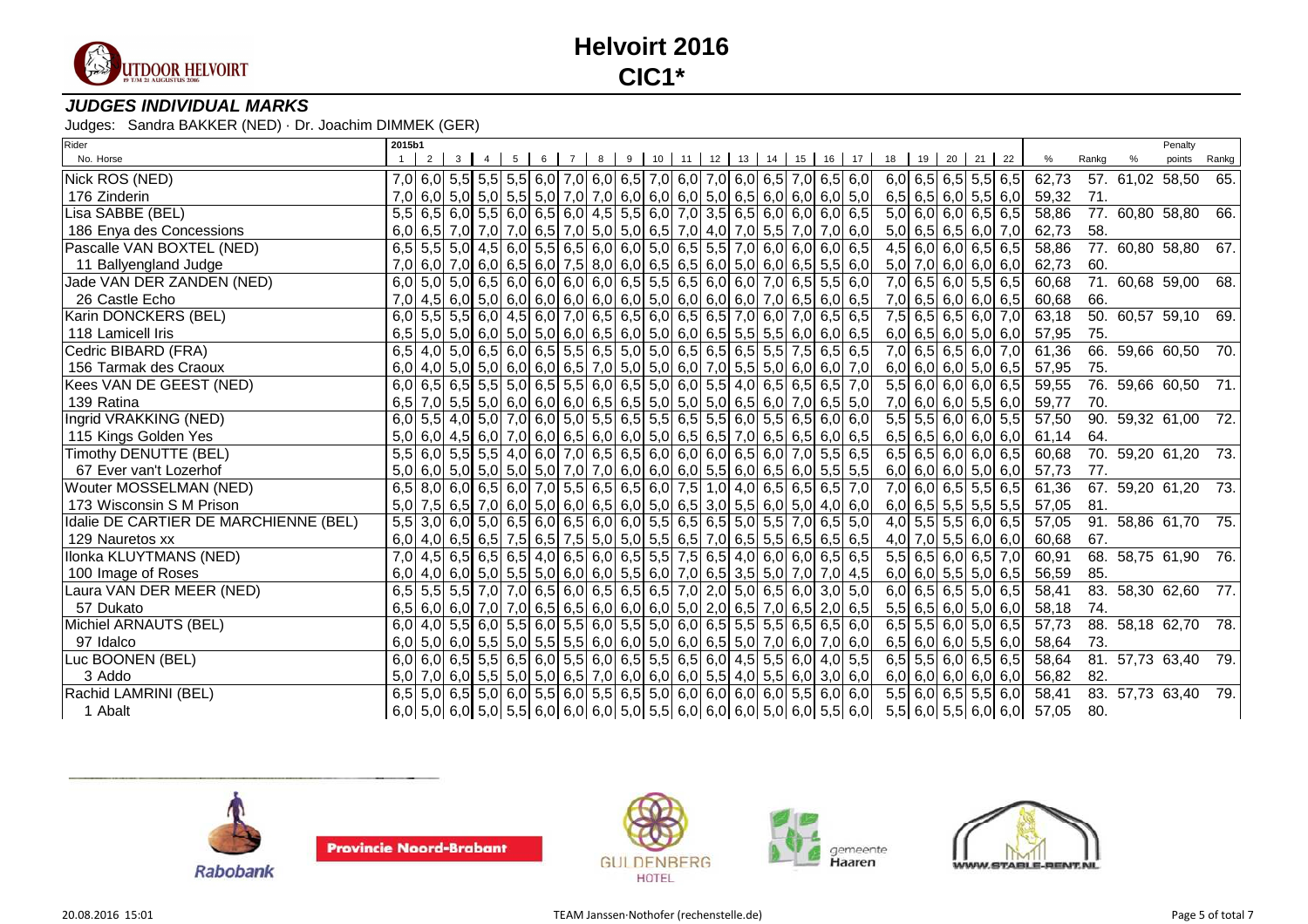# Helvoirt 2016

## CIC1*

### JUDGES INDIVIDUAL MARKS

Judges: Sandra BAKKER (NED) · Dr. Joachim DIMMEK (GER)

| Rider / No. Horse | 1 | 2 | 3 | 4 | 5 | 6 | 7 | 8 | 9 | 10 | 11 | 12 | 13 | 14 | 15 | 16 | 17 | 18 | 19 | 20 | 21 | 22 | % | Rankg | % | Penalty points | Rankg |
|---|---|---|---|---|---|---|---|---|---|---|---|---|---|---|---|---|---|---|---|---|---|---|---|---|---|---|---|
| Nick ROS (NED) | 7,0 | 6,0 | 5,5 | 5,5 | 5,5 | 6,0 | 7,0 | 6,0 | 6,5 | 7,0 | 6,0 | 7,0 | 6,0 | 6,5 | 7,0 | 6,5 | 6,0 | 6,0 | 6,5 | 6,5 | 5,5 | 6,5 | 62,73 | 57. | 61,02 | 58,50 | 65. |
| 176 Zinderin | 7,0 | 6,0 | 5,0 | 5,0 | 5,5 | 5,0 | 7,0 | 7,0 | 6,0 | 6,0 | 6,0 | 5,0 | 6,5 | 6,0 | 6,0 | 6,0 | 5,0 | 6,5 | 6,5 | 6,0 | 5,5 | 6,0 | 59,32 | 71. | | | |
| Lisa SABBE (BEL) | 5,5 | 6,5 | 6,0 | 5,5 | 6,0 | 6,5 | 6,0 | 4,5 | 5,5 | 6,0 | 7,0 | 3,5 | 6,5 | 6,0 | 6,0 | 6,0 | 6,5 | 5,0 | 6,0 | 6,0 | 6,5 | 6,5 | 58,86 | 77. | 60,80 | 58,80 | 66. |
| 186 Enya des Concessions | 6,0 | 6,5 | 7,0 | 7,0 | 7,0 | 6,5 | 7,0 | 5,0 | 5,0 | 6,5 | 7,0 | 4,0 | 7,0 | 5,5 | 7,0 | 7,0 | 6,0 | 5,0 | 6,5 | 6,5 | 6,0 | 7,0 | 62,73 | 58. | | | |
| Pascalle VAN BOXTEL (NED) | 6,5 | 5,5 | 5,0 | 4,5 | 6,0 | 5,5 | 6,5 | 6,0 | 6,0 | 5,0 | 6,5 | 5,5 | 7,0 | 6,0 | 6,0 | 6,0 | 6,5 | 4,5 | 6,0 | 6,0 | 6,5 | 6,5 | 58,86 | 77. | 60,80 | 58,80 | 67. |
| 11 Ballyengland Judge | 7,0 | 6,0 | 7,0 | 6,0 | 6,5 | 6,0 | 7,5 | 8,0 | 6,0 | 6,5 | 6,5 | 6,0 | 5,0 | 6,0 | 6,5 | 5,5 | 6,0 | 5,0 | 7,0 | 6,0 | 6,0 | 6,0 | 62,73 | 60. | | | |
| Jade VAN DER ZANDEN (NED) | 6,0 | 5,0 | 5,0 | 6,5 | 6,0 | 6,0 | 6,0 | 6,0 | 6,5 | 5,5 | 6,5 | 6,0 | 6,0 | 7,0 | 6,5 | 5,5 | 6,0 | 7,0 | 6,5 | 6,0 | 5,5 | 6,5 | 60,68 | 71. | 60,68 | 59,00 | 68. |
| 26 Castle Echo | 7,0 | 4,5 | 6,0 | 5,0 | 6,0 | 6,0 | 6,0 | 6,0 | 6,0 | 5,0 | 6,0 | 6,0 | 6,0 | 7,0 | 6,5 | 6,0 | 6,5 | 7,0 | 6,5 | 6,0 | 6,0 | 6,5 | 60,68 | 66. | | | |
| Karin DONCKERS (BEL) | 6,0 | 5,5 | 5,5 | 6,0 | 4,5 | 6,0 | 7,0 | 6,5 | 6,5 | 6,0 | 6,5 | 6,5 | 7,0 | 6,0 | 7,0 | 6,5 | 6,5 | 7,5 | 6,5 | 6,5 | 6,0 | 7,0 | 63,18 | 50. | 60,57 | 59,10 | 69. |
| 118 Lamicell Iris | 6,5 | 5,0 | 5,0 | 6,0 | 5,0 | 5,0 | 6,0 | 6,5 | 6,0 | 5,0 | 6,0 | 6,5 | 5,5 | 5,5 | 6,0 | 6,0 | 6,5 | 6,0 | 6,5 | 6,0 | 5,0 | 6,0 | 57,95 | 75. | | | |
| Cedric BIBARD (FRA) | 6,5 | 4,0 | 5,0 | 6,5 | 6,0 | 6,5 | 5,5 | 6,5 | 5,0 | 5,0 | 6,5 | 6,5 | 6,5 | 5,5 | 7,5 | 6,5 | 6,5 | 7,0 | 6,5 | 6,5 | 6,0 | 7,0 | 61,36 | 66. | 59,66 | 60,50 | 70. |
| 156 Tarmak des Craoux | 6,0 | 4,0 | 5,0 | 5,0 | 6,0 | 6,0 | 6,5 | 7,0 | 5,0 | 5,0 | 6,0 | 7,0 | 5,5 | 5,0 | 6,0 | 6,0 | 7,0 | 6,0 | 6,0 | 6,0 | 5,0 | 6,0 | 57,95 | 75. | | | |
| Kees VAN DE GEEST (NED) | 6,0 | 6,5 | 6,5 | 5,5 | 5,0 | 6,5 | 5,5 | 6,0 | 6,5 | 5,0 | 6,0 | 5,5 | 4,0 | 6,5 | 6,5 | 6,5 | 7,0 | 5,5 | 6,0 | 6,0 | 6,0 | 6,5 | 59,55 | 76. | 59,66 | 60,50 | 71. |
| 139 Ratina | 6,5 | 7,0 | 5,5 | 5,0 | 6,0 | 6,0 | 6,0 | 6,5 | 6,5 | 5,0 | 5,0 | 5,0 | 6,5 | 6,0 | 7,0 | 6,5 | 5,0 | 7,0 | 6,0 | 6,0 | 5,5 | 6,0 | 59,77 | 70. | | | |
| Ingrid VRAKKING (NED) | 6,0 | 5,5 | 4,0 | 5,0 | 7,0 | 6,0 | 5,0 | 5,5 | 6,5 | 5,5 | 6,5 | 5,5 | 6,0 | 5,5 | 6,5 | 6,0 | 6,0 | 5,5 | 5,5 | 6,0 | 6,0 | 5,5 | 57,50 | 90. | 59,32 | 61,00 | 72. |
| 115 Kings Golden Yes | 5,0 | 6,0 | 4,5 | 6,0 | 7,0 | 6,0 | 6,5 | 6,0 | 6,0 | 5,0 | 6,5 | 6,5 | 7,0 | 6,5 | 6,5 | 6,0 | 6,5 | 6,5 | 6,5 | 6,0 | 6,0 | 6,0 | 61,14 | 64. | | | |
| Timothy DENUTTE (BEL) | 5,5 | 6,0 | 5,5 | 5,5 | 4,0 | 6,0 | 7,0 | 6,5 | 6,5 | 6,0 | 6,0 | 6,0 | 6,5 | 6,0 | 7,0 | 5,5 | 6,5 | 6,5 | 6,5 | 6,0 | 6,0 | 6,5 | 60,68 | 70. | 59,20 | 61,20 | 73. |
| 67 Ever van't Lozerhof | 5,0 | 6,0 | 5,0 | 5,0 | 5,0 | 5,0 | 7,0 | 7,0 | 6,0 | 6,0 | 6,0 | 5,5 | 6,0 | 6,5 | 6,0 | 5,5 | 5,5 | 6,0 | 6,0 | 6,0 | 5,0 | 6,0 | 57,73 | 77. | | | |
| Wouter MOSSELMAN (NED) | 6,5 | 8,0 | 6,0 | 6,5 | 6,0 | 7,0 | 5,5 | 6,5 | 6,5 | 6,0 | 7,5 | 1,0 | 4,0 | 6,5 | 6,5 | 6,5 | 7,0 | 7,0 | 6,0 | 6,5 | 5,5 | 6,5 | 61,36 | 67. | 59,20 | 61,20 | 73. |
| 173 Wisconsin S M Prison | 5,0 | 7,5 | 6,5 | 7,0 | 6,0 | 5,0 | 6,0 | 6,5 | 6,0 | 5,0 | 6,5 | 3,0 | 5,5 | 6,0 | 5,0 | 4,0 | 6,0 | 6,0 | 6,5 | 5,5 | 5,5 | 5,5 | 57,05 | 81. | | | |
| Idalie DE CARTIER DE MARCHIENNE (BEL) | 5,5 | 3,0 | 6,0 | 5,0 | 6,5 | 6,0 | 6,5 | 6,0 | 6,0 | 5,5 | 6,5 | 6,5 | 5,0 | 5,5 | 7,0 | 6,5 | 5,0 | 4,0 | 5,5 | 5,5 | 6,0 | 6,5 | 57,05 | 91. | 58,86 | 61,70 | 75. |
| 129 Nauretos xx | 6,0 | 4,0 | 6,5 | 6,5 | 7,5 | 6,5 | 7,5 | 5,0 | 5,0 | 5,5 | 6,5 | 7,0 | 6,5 | 5,5 | 6,5 | 6,5 | 6,5 | 4,0 | 7,0 | 5,5 | 6,0 | 6,0 | 60,68 | 67. | | | |
| Ilonka KLUYTMANS (NED) | 7,0 | 4,5 | 6,5 | 6,5 | 6,5 | 4,0 | 6,5 | 6,0 | 6,5 | 5,5 | 7,5 | 6,5 | 4,0 | 6,0 | 6,0 | 6,5 | 6,5 | 5,5 | 6,5 | 6,0 | 6,5 | 7,0 | 60,91 | 68. | 58,75 | 61,90 | 76. |
| 100 Image of Roses | 6,0 | 4,0 | 6,0 | 5,0 | 5,5 | 5,0 | 6,0 | 6,0 | 5,5 | 6,0 | 7,0 | 6,5 | 3,5 | 5,0 | 7,0 | 7,0 | 4,5 | 6,0 | 6,0 | 5,5 | 5,0 | 6,5 | 56,59 | 85. | | | |
| Laura VAN DER MEER (NED) | 6,5 | 5,5 | 5,5 | 7,0 | 7,0 | 6,5 | 6,0 | 6,5 | 6,5 | 6,5 | 7,0 | 2,0 | 5,0 | 6,5 | 6,0 | 3,0 | 5,0 | 6,0 | 6,5 | 6,5 | 5,0 | 6,5 | 58,41 | 83. | 58,30 | 62,60 | 77. |
| 57 Dukato | 6,5 | 6,0 | 6,0 | 7,0 | 7,0 | 6,5 | 6,5 | 6,0 | 6,0 | 6,0 | 5,0 | 2,0 | 6,5 | 7,0 | 6,5 | 2,0 | 6,5 | 5,5 | 6,5 | 6,0 | 5,0 | 6,0 | 58,18 | 74. | | | |
| Michiel ARNAUTS (BEL) | 6,0 | 4,0 | 5,5 | 6,0 | 5,5 | 6,0 | 5,5 | 6,0 | 5,5 | 5,0 | 6,0 | 6,5 | 5,5 | 5,5 | 6,5 | 6,5 | 6,0 | 6,5 | 5,5 | 6,0 | 5,0 | 6,5 | 57,73 | 88. | 58,18 | 62,70 | 78. |
| 97 Idalco | 6,0 | 5,0 | 6,0 | 5,5 | 5,0 | 5,5 | 5,5 | 6,0 | 6,0 | 5,0 | 6,0 | 6,5 | 5,0 | 7,0 | 6,0 | 7,0 | 6,0 | 6,5 | 6,0 | 6,0 | 5,5 | 6,0 | 58,64 | 73. | | | |
| Luc BOONEN (BEL) | 6,0 | 6,0 | 6,5 | 5,5 | 6,5 | 6,0 | 5,5 | 6,0 | 6,5 | 5,5 | 6,5 | 6,0 | 4,5 | 5,5 | 6,0 | 4,0 | 5,5 | 6,5 | 5,5 | 6,0 | 6,5 | 6,5 | 58,64 | 81. | 57,73 | 63,40 | 79. |
| 3 Addo | 5,0 | 7,0 | 6,0 | 5,5 | 5,0 | 5,0 | 6,5 | 7,0 | 6,0 | 6,0 | 6,0 | 5,5 | 4,0 | 5,5 | 6,0 | 3,0 | 6,0 | 6,0 | 6,0 | 6,0 | 6,0 | 6,0 | 56,82 | 82. | | | |
| Rachid LAMRINI (BEL) | 6,5 | 5,0 | 6,5 | 5,0 | 6,0 | 5,5 | 6,0 | 5,5 | 6,5 | 5,0 | 6,0 | 6,0 | 6,0 | 6,0 | 5,5 | 6,0 | 6,0 | 5,5 | 6,0 | 6,5 | 5,5 | 6,0 | 58,41 | 83. | 57,73 | 63,40 | 79. |
| 1 Abalt | 6,0 | 5,0 | 6,0 | 5,0 | 5,5 | 6,0 | 6,0 | 6,0 | 5,0 | 5,5 | 6,0 | 6,0 | 6,0 | 5,0 | 6,0 | 5,5 | 6,0 | 5,5 | 6,0 | 5,5 | 6,0 | 6,0 | 57,05 | 80. | | | |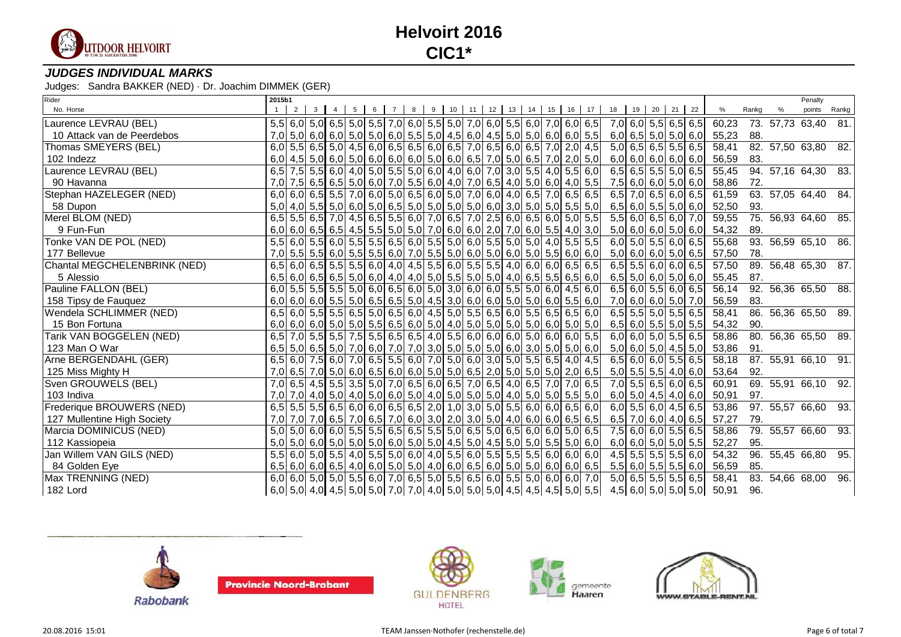# Helvoirt 2016

# CIC1*

***JUDGES INDIVIDUAL MARKS***

Judges: Sandra BAKKER (NED) · Dr. Joachim DIMMEK (GER)

| Rider / No. Horse | 2015b1 1 | 2 | 3 | 4 | 5 | 6 | 7 | 8 | 9 | 10 | 11 | 12 | 13 | 14 | 15 | 16 | 17 | 18 | 19 | 20 | 21 | 22 | % | Rankg | % | Penalty points | Rankg |
|---|---|---|---|---|---|---|---|---|---|---|---|---|---|---|---|---|---|---|---|---|---|---|---|---|---|---|---|
| Laurence LEVRAU (BEL) | 5,5 | 6,0 | 5,0 | 6,5 | 5,0 | 5,5 | 7,0 | 6,0 | 5,5 | 5,0 | 7,0 | 6,0 | 5,5 | 6,0 | 7,0 | 6,0 | 6,5 | 7,0 | 6,0 | 5,5 | 6,5 | 6,5 | 60,23 | 73. | 57,73 | 63,40 | 81. |
| 10 Attack van de Peerdebos | 7,0 | 5,0 | 6,0 | 6,0 | 5,0 | 5,0 | 6,0 | 5,5 | 5,0 | 4,5 | 6,0 | 4,5 | 5,0 | 5,0 | 6,0 | 6,0 | 5,5 | 6,0 | 6,5 | 5,0 | 5,0 | 6,0 | 55,23 | 88. | | | |
| Thomas SMEYERS (BEL) | 6,0 | 5,5 | 6,5 | 5,0 | 4,5 | 6,0 | 6,5 | 6,5 | 6,0 | 6,5 | 7,0 | 6,5 | 6,0 | 6,5 | 7,0 | 2,0 | 4,5 | 5,0 | 6,5 | 6,5 | 5,5 | 6,5 | 58,41 | 82. | 57,50 | 63,80 | 82. |
| 102 Indezz | 6,0 | 4,5 | 5,0 | 6,0 | 5,0 | 6,0 | 6,0 | 6,0 | 5,0 | 6,0 | 6,5 | 7,0 | 5,0 | 6,5 | 7,0 | 2,0 | 5,0 | 6,0 | 6,0 | 6,0 | 6,0 | 6,0 | 56,59 | 83. | | | |
| Laurence LEVRAU (BEL) | 6,5 | 7,5 | 5,5 | 6,0 | 4,0 | 5,0 | 5,5 | 5,0 | 6,0 | 4,0 | 6,0 | 7,0 | 3,0 | 5,5 | 4,0 | 5,5 | 6,0 | 6,5 | 6,5 | 5,5 | 5,0 | 6,5 | 55,45 | 94. | 57,16 | 64,30 | 83. |
| 90 Havanna | 7,0 | 7,5 | 6,5 | 6,5 | 5,0 | 6,0 | 7,0 | 5,5 | 6,0 | 4,0 | 7,0 | 6,5 | 4,0 | 5,0 | 6,0 | 4,0 | 5,5 | 7,5 | 6,0 | 6,0 | 5,0 | 6,0 | 58,86 | 72. | | | |
| Stephan HAZELEGER (NED) | 6,0 | 6,0 | 6,5 | 5,5 | 7,0 | 6,0 | 5,0 | 6,5 | 6,0 | 5,0 | 7,0 | 6,0 | 4,0 | 6,5 | 7,0 | 6,5 | 6,5 | 6,5 | 7,0 | 6,5 | 6,0 | 6,5 | 61,59 | 63. | 57,05 | 64,40 | 84. |
| 58 Dupon | 5,0 | 4,0 | 5,5 | 5,0 | 6,0 | 5,0 | 6,5 | 5,0 | 5,0 | 5,0 | 5,0 | 6,0 | 3,0 | 5,0 | 5,0 | 5,5 | 5,0 | 6,5 | 6,0 | 5,5 | 5,0 | 6,0 | 52,50 | 93. | | | |
| Merel BLOM (NED) | 6,5 | 5,5 | 6,5 | 7,0 | 4,5 | 6,5 | 5,5 | 6,0 | 7,0 | 6,5 | 7,0 | 2,5 | 6,0 | 6,5 | 6,0 | 5,0 | 5,5 | 5,5 | 6,0 | 6,5 | 6,0 | 7,0 | 59,55 | 75. | 56,93 | 64,60 | 85. |
| 9 Fun-Fun | 6,0 | 6,0 | 6,5 | 6,5 | 4,5 | 5,5 | 5,0 | 5,0 | 7,0 | 6,0 | 6,0 | 2,0 | 7,0 | 6,0 | 5,5 | 4,0 | 3,0 | 5,0 | 6,0 | 6,0 | 5,0 | 6,0 | 54,32 | 89. | | | |
| Tonke VAN DE POL (NED) | 5,5 | 6,0 | 5,5 | 6,0 | 5,5 | 5,5 | 6,5 | 6,0 | 5,5 | 5,0 | 6,0 | 5,5 | 5,0 | 5,0 | 4,0 | 5,5 | 5,5 | 6,0 | 5,0 | 5,5 | 6,0 | 6,5 | 55,68 | 93. | 56,59 | 65,10 | 86. |
| 177 Bellevue | 7,0 | 5,5 | 5,5 | 6,0 | 5,5 | 5,5 | 6,0 | 7,0 | 5,5 | 5,0 | 6,0 | 5,0 | 6,0 | 5,0 | 5,5 | 6,0 | 6,0 | 5,0 | 6,0 | 6,0 | 5,0 | 6,5 | 57,50 | 78. | | | |
| Chantal MEGCHELENBRINK (NED) | 6,5 | 6,0 | 6,5 | 5,5 | 5,5 | 6,0 | 4,0 | 4,5 | 5,5 | 6,0 | 5,5 | 5,5 | 4,0 | 6,0 | 6,0 | 6,5 | 6,5 | 6,5 | 5,5 | 6,0 | 6,0 | 6,5 | 57,50 | 89. | 56,48 | 65,30 | 87. |
| 5 Alessio | 6,5 | 6,0 | 6,5 | 6,5 | 5,0 | 6,0 | 4,0 | 4,0 | 5,0 | 5,5 | 5,0 | 5,0 | 4,0 | 6,5 | 5,5 | 6,5 | 6,0 | 6,5 | 5,0 | 6,0 | 5,0 | 6,0 | 55,45 | 87. | | | |
| Pauline FALLON (BEL) | 6,0 | 5,5 | 5,5 | 5,5 | 5,0 | 6,0 | 6,5 | 6,0 | 5,0 | 3,0 | 6,0 | 6,0 | 5,5 | 5,0 | 6,0 | 4,5 | 6,0 | 6,5 | 6,0 | 5,5 | 6,0 | 6,5 | 56,14 | 92. | 56,36 | 65,50 | 88. |
| 158 Tipsy de Fauquez | 6,0 | 6,0 | 6,0 | 5,5 | 5,0 | 6,5 | 6,5 | 5,0 | 4,5 | 3,0 | 6,0 | 6,0 | 5,0 | 5,0 | 6,0 | 5,5 | 6,0 | 7,0 | 6,0 | 6,0 | 5,0 | 7,0 | 56,59 | 83. | | | |
| Wendela SCHLIMMER (NED) | 6,5 | 6,0 | 5,5 | 5,5 | 6,5 | 5,0 | 6,5 | 6,0 | 4,5 | 5,0 | 5,5 | 6,5 | 6,0 | 5,5 | 6,5 | 6,5 | 6,0 | 6,5 | 5,5 | 5,0 | 5,5 | 6,5 | 58,41 | 86. | 56,36 | 65,50 | 89. |
| 15 Bon Fortuna | 6,0 | 6,0 | 6,0 | 5,0 | 5,0 | 5,5 | 6,5 | 6,0 | 5,0 | 4,0 | 5,0 | 5,0 | 5,0 | 5,0 | 6,0 | 5,0 | 5,0 | 6,5 | 6,0 | 5,5 | 5,0 | 5,5 | 54,32 | 90. | | | |
| Tarik VAN BOGGELEN (NED) | 6,5 | 7,0 | 5,5 | 5,5 | 7,5 | 5,5 | 6,5 | 6,5 | 4,0 | 5,5 | 6,0 | 6,0 | 6,0 | 5,0 | 6,0 | 6,0 | 5,5 | 6,0 | 6,0 | 5,0 | 5,5 | 6,5 | 58,86 | 80. | 56,36 | 65,50 | 89. |
| 123 Man O War | 6,5 | 5,0 | 6,5 | 5,0 | 7,0 | 6,0 | 7,0 | 7,0 | 3,0 | 5,0 | 5,0 | 5,0 | 6,0 | 3,0 | 5,0 | 5,0 | 6,0 | 5,0 | 6,0 | 5,0 | 4,5 | 5,0 | 53,86 | 91. | | | |
| Arne BERGENDAHL (GER) | 6,5 | 6,0 | 7,5 | 6,0 | 7,0 | 6,5 | 5,5 | 6,0 | 7,0 | 5,0 | 6,0 | 3,0 | 5,0 | 5,5 | 6,5 | 4,0 | 4,5 | 6,5 | 6,0 | 6,0 | 5,5 | 6,5 | 58,18 | 87. | 55,91 | 66,10 | 91. |
| 125 Miss Mighty H | 7,0 | 6,5 | 7,0 | 5,0 | 6,0 | 6,5 | 6,0 | 6,0 | 5,0 | 5,0 | 6,5 | 2,0 | 5,0 | 5,0 | 5,0 | 2,0 | 6,5 | 5,0 | 5,5 | 5,5 | 4,0 | 6,0 | 53,64 | 92. | | | |
| Sven GROUWELS (BEL) | 7,0 | 6,5 | 4,5 | 5,5 | 3,5 | 5,0 | 7,0 | 6,5 | 6,0 | 6,5 | 7,0 | 6,5 | 4,0 | 6,5 | 7,0 | 7,0 | 6,5 | 7,0 | 5,5 | 6,5 | 6,0 | 6,5 | 60,91 | 69. | 55,91 | 66,10 | 92. |
| 103 Indiva | 7,0 | 7,0 | 4,0 | 5,0 | 4,0 | 5,0 | 6,0 | 5,0 | 4,0 | 5,0 | 5,0 | 5,0 | 4,0 | 5,0 | 5,0 | 5,5 | 5,0 | 6,0 | 5,0 | 4,5 | 4,0 | 6,0 | 50,91 | 97. | | | |
| Frederique BROUWERS (NED) | 6,5 | 5,5 | 5,5 | 6,5 | 6,0 | 6,0 | 6,5 | 6,5 | 2,0 | 1,0 | 3,0 | 5,0 | 5,5 | 6,0 | 6,0 | 6,5 | 6,0 | 6,0 | 5,5 | 6,0 | 4,5 | 6,5 | 53,86 | 97. | 55,57 | 66,60 | 93. |
| 127 Mullentine High Society | 7,0 | 7,0 | 7,0 | 6,5 | 7,0 | 6,5 | 7,0 | 6,0 | 3,0 | 2,0 | 3,0 | 5,0 | 4,0 | 6,0 | 6,0 | 6,5 | 6,5 | 6,5 | 7,0 | 6,0 | 4,0 | 6,5 | 57,27 | 79. | | | |
| Marcia DOMINICUS (NED) | 5,0 | 5,0 | 6,0 | 6,0 | 5,5 | 5,5 | 6,5 | 6,5 | 5,5 | 5,0 | 6,5 | 5,0 | 6,5 | 6,0 | 6,0 | 5,0 | 6,5 | 7,5 | 6,0 | 6,0 | 5,5 | 6,5 | 58,86 | 79. | 55,57 | 66,60 | 93. |
| 112 Kassiopeia | 5,0 | 5,0 | 6,0 | 5,0 | 5,0 | 5,0 | 6,0 | 5,0 | 5,0 | 4,5 | 5,0 | 4,5 | 5,0 | 5,0 | 5,5 | 5,0 | 6,0 | 6,0 | 6,0 | 5,0 | 5,0 | 5,5 | 52,27 | 95. | | | |
| Jan Willem VAN GILS (NED) | 5,5 | 6,0 | 5,0 | 5,5 | 4,0 | 5,5 | 5,0 | 6,0 | 4,0 | 5,5 | 6,0 | 5,5 | 5,5 | 5,5 | 6,0 | 6,0 | 6,0 | 4,5 | 5,5 | 5,5 | 5,5 | 6,0 | 54,32 | 96. | 55,45 | 66,80 | 95. |
| 84 Golden Eye | 6,5 | 6,0 | 6,0 | 6,5 | 4,0 | 6,0 | 5,0 | 5,0 | 4,0 | 6,0 | 6,5 | 6,0 | 5,0 | 5,0 | 6,0 | 6,0 | 6,5 | 5,5 | 6,0 | 5,5 | 5,5 | 6,0 | 56,59 | 85. | | | |
| Max TRENNING (NED) | 6,0 | 6,0 | 5,0 | 5,0 | 5,5 | 6,0 | 7,0 | 6,5 | 5,0 | 5,5 | 6,5 | 6,0 | 5,5 | 5,0 | 6,0 | 6,0 | 7,0 | 5,0 | 6,5 | 5,5 | 5,5 | 6,5 | 58,41 | 83. | 54,66 | 68,00 | 96. |
| 182 Lord | 6,0 | 5,0 | 4,0 | 4,5 | 5,0 | 5,0 | 7,0 | 7,0 | 4,0 | 5,0 | 5,0 | 5,0 | 4,5 | 4,5 | 4,5 | 5,0 | 5,5 | 4,5 | 6,0 | 5,0 | 5,0 | 5,0 | 50,91 | 96. | | | |

20.08.2016 15:01 TEAM Janssen-Nothofer (rechenstelle.de)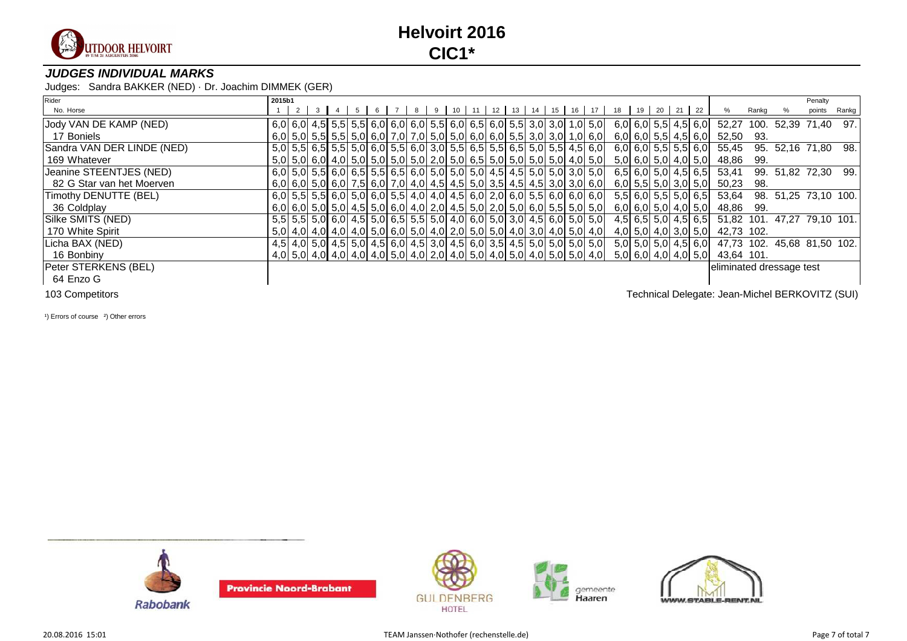# Helvoirt 2016

# CIC1*

***JUDGES INDIVIDUAL MARKS***

Judges: Sandra BAKKER (NED) · Dr. Joachim DIMMEK (GER)

| Rider / No. Horse | 1 | 2 | 3 | 4 | 5 | 6 | 7 | 8 | 9 | 10 | 11 | 12 | 13 | 14 | 15 | 16 | 17 | 18 | 19 | 20 | 21 | 22 | % | Rankg | % | Penalty points | Rankg |
|---|---|---|---|---|---|---|---|---|---|---|---|---|---|---|---|---|---|---|---|---|---|---|---|---|---|---|---|
| Jody VAN DE KAMP (NED) | 6,0 | 6,0 | 4,5 | 5,5 | 5,5 | 6,0 | 6,0 | 6,0 | 5,5 | 6,0 | 6,5 | 6,0 | 5,5 | 3,0 | 3,0 | 1,0 | 5,0 | 6,0 | 6,0 | 5,5 | 4,5 | 6,0 | 52,27 | 100. | 52,39 | 71,40 | 97. |
| 17 Boniels | 6,0 | 5,0 | 5,5 | 5,5 | 5,0 | 6,0 | 7,0 | 7,0 | 5,0 | 5,0 | 6,0 | 6,0 | 5,5 | 3,0 | 3,0 | 1,0 | 6,0 | 6,0 | 6,0 | 5,5 | 4,5 | 6,0 | 52,50 | 93. | | | |
| Sandra VAN DER LINDE (NED) | 5,0 | 5,5 | 6,5 | 5,5 | 5,0 | 6,0 | 5,5 | 6,0 | 3,0 | 5,5 | 6,5 | 5,5 | 6,5 | 5,0 | 5,5 | 4,5 | 6,0 | 6,0 | 6,0 | 5,5 | 5,5 | 6,0 | 55,45 | 95. | 52,16 | 71,80 | 98. |
| 169 Whatever | 5,0 | 5,0 | 6,0 | 4,0 | 5,0 | 5,0 | 5,0 | 5,0 | 2,0 | 5,0 | 6,5 | 5,0 | 5,0 | 5,0 | 5,0 | 4,0 | 5,0 | 5,0 | 6,0 | 5,0 | 4,0 | 5,0 | 48,86 | 99. | | | |
| Jeanine STEENTJES (NED) | 6,0 | 5,0 | 5,5 | 6,0 | 6,5 | 5,5 | 6,5 | 6,0 | 5,0 | 5,0 | 5,0 | 4,5 | 4,5 | 5,0 | 5,0 | 3,0 | 5,0 | 6,5 | 6,0 | 5,0 | 4,5 | 6,5 | 53,41 | 99. | 51,82 | 72,30 | 99. |
| 82 G Star van het Moerven | 6,0 | 6,0 | 5,0 | 6,0 | 7,5 | 6,0 | 7,0 | 4,0 | 4,5 | 4,5 | 5,0 | 3,5 | 4,5 | 4,5 | 3,0 | 3,0 | 6,0 | 6,0 | 5,5 | 5,0 | 3,0 | 5,0 | 50,23 | 98. | | | |
| Timothy DENUTTE (BEL) | 6,0 | 5,5 | 5,5 | 6,0 | 5,0 | 6,0 | 5,5 | 4,0 | 4,0 | 4,5 | 6,0 | 2,0 | 6,0 | 5,5 | 6,0 | 6,0 | 6,0 | 5,5 | 6,0 | 5,5 | 5,0 | 6,5 | 53,64 | 98. | 51,25 | 73,10 | 100. |
| 36 Coldplay | 6,0 | 6,0 | 5,0 | 5,0 | 4,5 | 5,0 | 6,0 | 4,0 | 2,0 | 4,5 | 5,0 | 2,0 | 5,0 | 6,0 | 5,5 | 5,0 | 5,0 | 6,0 | 6,0 | 5,0 | 4,0 | 5,0 | 48,86 | 99. | | | |
| Silke SMITS (NED) | 5,5 | 5,5 | 5,0 | 6,0 | 4,5 | 5,0 | 6,5 | 5,5 | 5,0 | 4,0 | 6,0 | 5,0 | 3,0 | 4,5 | 6,0 | 5,0 | 5,0 | 4,5 | 6,5 | 5,0 | 4,5 | 6,5 | 51,82 | 101. | 47,27 | 79,10 | 101. |
| 170 White Spirit | 5,0 | 4,0 | 4,0 | 4,0 | 4,0 | 5,0 | 6,0 | 5,0 | 4,0 | 2,0 | 5,0 | 5,0 | 4,0 | 3,0 | 4,0 | 5,0 | 4,0 | 4,0 | 5,0 | 4,0 | 3,0 | 5,0 | 42,73 | 102. | | | |
| Licha BAX (NED) | 4,5 | 4,0 | 5,0 | 4,5 | 5,0 | 4,5 | 6,0 | 4,5 | 3,0 | 4,5 | 6,0 | 3,5 | 4,5 | 5,0 | 5,0 | 5,0 | 5,0 | 5,0 | 5,0 | 5,0 | 4,5 | 6,0 | 47,73 | 102. | 45,68 | 81,50 | 102. |
| 16 Bonbiny | 4,0 | 5,0 | 4,0 | 4,0 | 4,0 | 4,0 | 5,0 | 4,0 | 2,0 | 4,0 | 5,0 | 4,0 | 5,0 | 4,0 | 5,0 | 5,0 | 4,0 | 5,0 | 6,0 | 4,0 | 4,0 | 5,0 | 43,64 | 101. | | | |
| Peter STERKENS (BEL) | | | | | | | | | | | | | | | | | | | | | | | eliminated dressage test | | | | |
| 64 Enzo G | | | | | | | | | | | | | | | | | | | | | | | | | | | |

103 Competitors

Technical Delegate: Jean-Michel BERKOVITZ (SUI)

[1]) Errors of course [2]) Other errors

Rabobank

Provincie Noord-Brabant

GULDENBERG HOTEL

gemeente Haaren

WWW.STABLE-RENT.NL

20.08.2016 15:01

TEAM Janssen-Nothofer (rechenstelle.de)